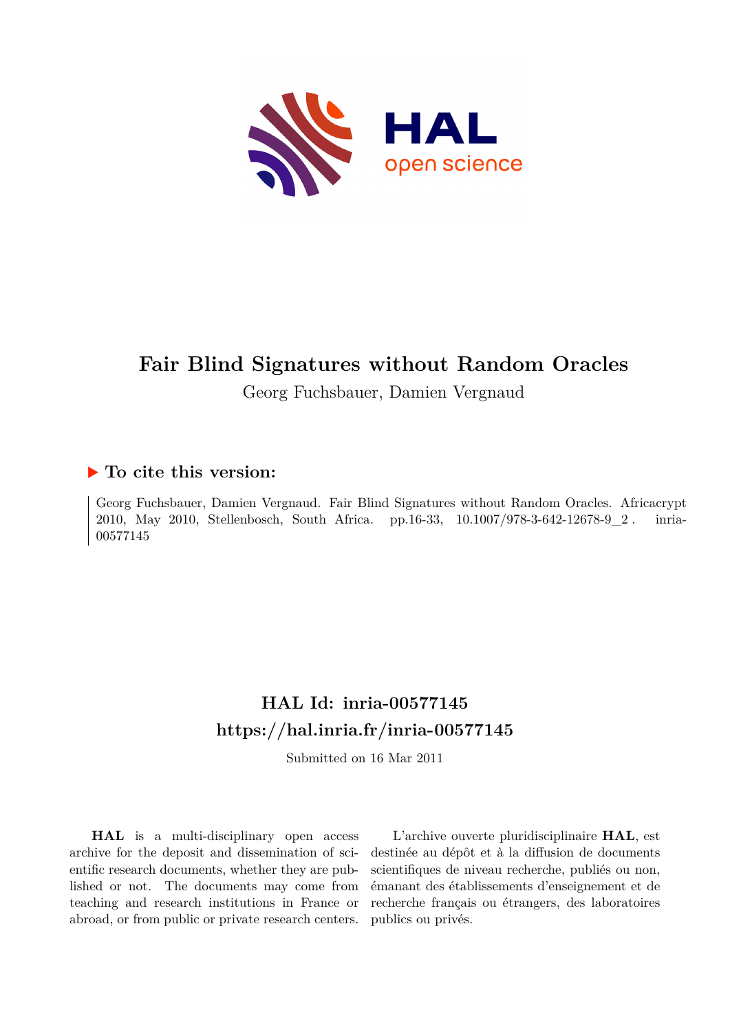# Fair Blind Signatures without Random Oracles

Georg Fuchsbauer, Damien Vergnaud

## ▶ To cite this version:

Georg Fuchsbauer, Damien Vergnaud. Fair Blind Signatures without Random Oracles. Africacrypt 2010, May 2010, Stellenbosch, South Africa. pp.16-33, 10.1007/978-3-642-12678-9_2 . inria-00577145

## HAL Id: inria-00577145
## https://hal.inria.fr/inria-00577145

Submitted on 16 Mar 2011

**HAL** is a multi-disciplinary open access archive for the deposit and dissemination of scientific research documents, whether they are published or not. The documents may come from teaching and research institutions in France or abroad, or from public or private research centers.

L'archive ouverte pluridisciplinaire **HAL**, est destinée au dépôt et à la diffusion de documents scientifiques de niveau recherche, publiés ou non, émanant des établissements d'enseignement et de recherche français ou étrangers, des laboratoires publics ou privés.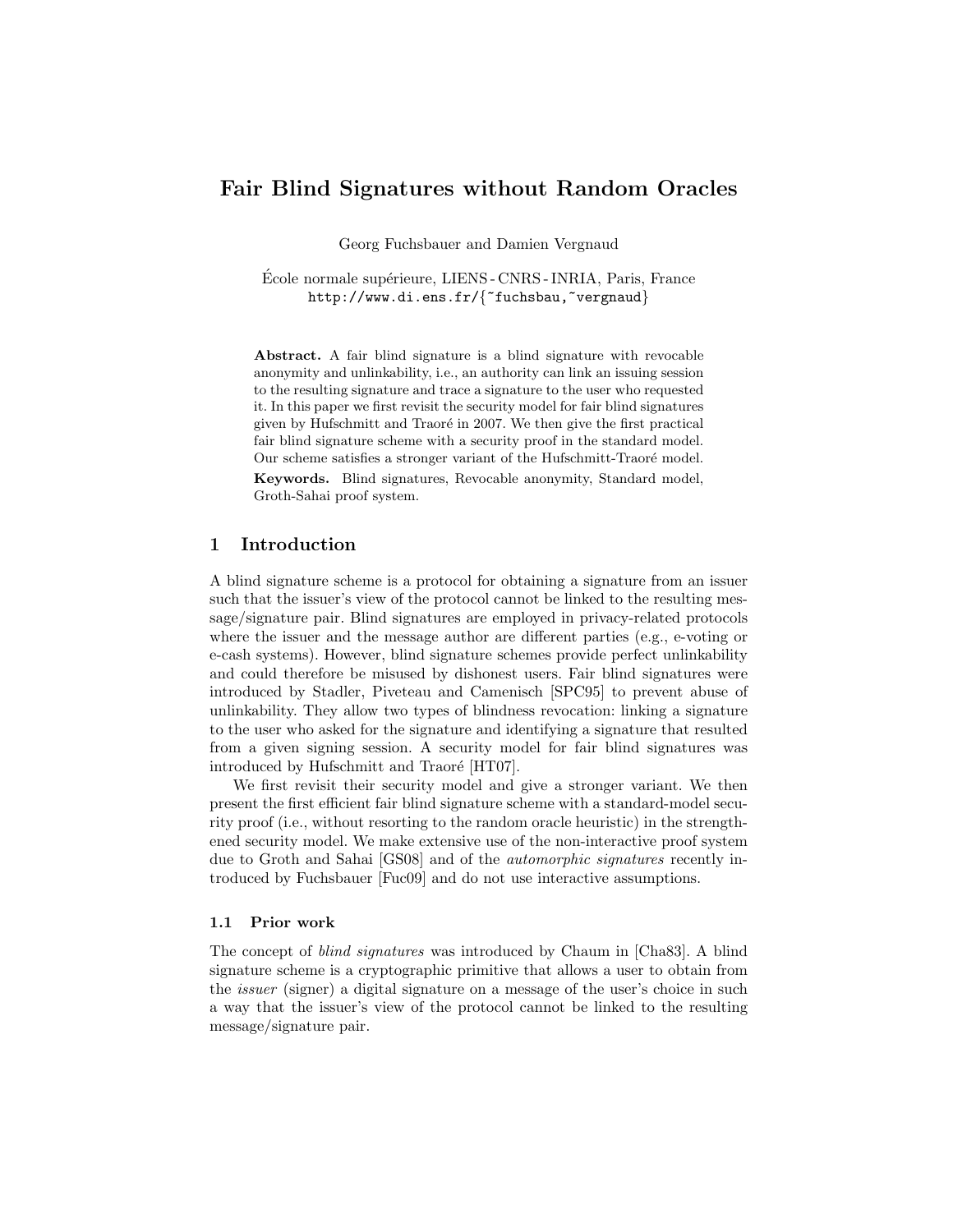# Fair Blind Signatures without Random Oracles

Georg Fuchsbauer and Damien Vergnaud

École normale supérieure, LIENS - CNRS - INRIA, Paris, France
http://www.di.ens.fr/{~fuchsbau,~vergnaud}

**Abstract.** A fair blind signature is a blind signature with revocable anonymity and unlinkability, i.e., an authority can link an issuing session to the resulting signature and trace a signature to the user who requested it. In this paper we first revisit the security model for fair blind signatures given by Hufschmitt and Traoré in 2007. We then give the first practical fair blind signature scheme with a security proof in the standard model. Our scheme satisfies a stronger variant of the Hufschmitt-Traoré model.

**Keywords.** Blind signatures, Revocable anonymity, Standard model, Groth-Sahai proof system.

## 1 Introduction

A blind signature scheme is a protocol for obtaining a signature from an issuer such that the issuer's view of the protocol cannot be linked to the resulting message/signature pair. Blind signatures are employed in privacy-related protocols where the issuer and the message author are different parties (e.g., e-voting or e-cash systems). However, blind signature schemes provide perfect unlinkability and could therefore be misused by dishonest users. Fair blind signatures were introduced by Stadler, Piveteau and Camenisch [SPC95] to prevent abuse of unlinkability. They allow two types of blindness revocation: linking a signature to the user who asked for the signature and identifying a signature that resulted from a given signing session. A security model for fair blind signatures was introduced by Hufschmitt and Traoré [HT07].

We first revisit their security model and give a stronger variant. We then present the first efficient fair blind signature scheme with a standard-model security proof (i.e., without resorting to the random oracle heuristic) in the strengthened security model. We make extensive use of the non-interactive proof system due to Groth and Sahai [GS08] and of the *automorphic signatures* recently introduced by Fuchsbauer [Fuc09] and do not use interactive assumptions.

### 1.1 Prior work

The concept of *blind signatures* was introduced by Chaum in [Cha83]. A blind signature scheme is a cryptographic primitive that allows a user to obtain from the *issuer* (signer) a digital signature on a message of the user's choice in such a way that the issuer's view of the protocol cannot be linked to the resulting message/signature pair.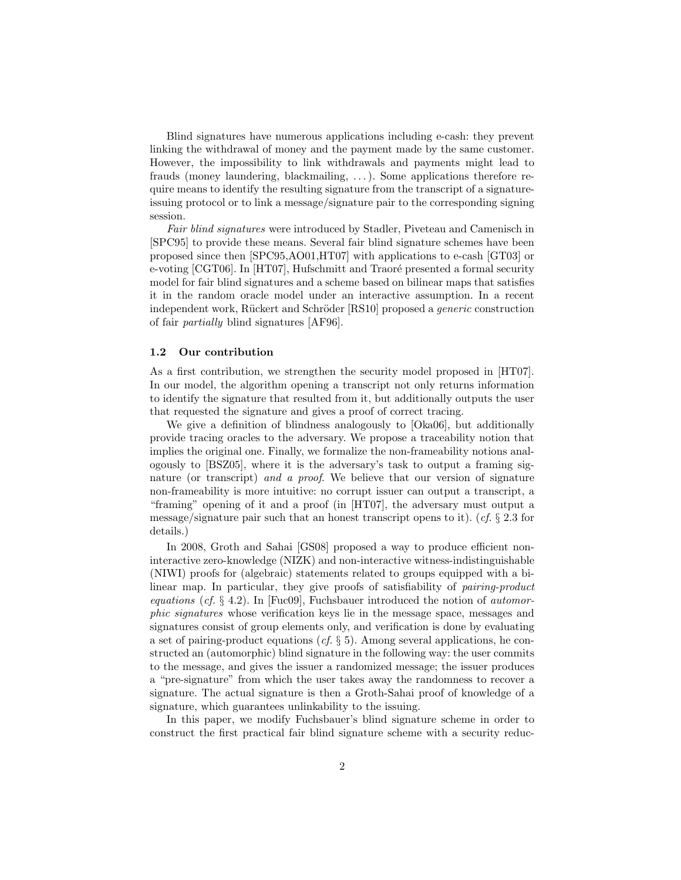Blind signatures have numerous applications including e-cash: they prevent linking the withdrawal of money and the payment made by the same customer. However, the impossibility to link withdrawals and payments might lead to frauds (money laundering, blackmailing, ...). Some applications therefore require means to identify the resulting signature from the transcript of a signature-issuing protocol or to link a message/signature pair to the corresponding signing session.

*Fair blind signatures* were introduced by Stadler, Piveteau and Camenisch in [SPC95] to provide these means. Several fair blind signature schemes have been proposed since then [SPC95,AO01,HT07] with applications to e-cash [GT03] or e-voting [CGT06]. In [HT07], Hufschmitt and Traoré presented a formal security model for fair blind signatures and a scheme based on bilinear maps that satisfies it in the random oracle model under an interactive assumption. In a recent independent work, Rückert and Schröder [RS10] proposed a *generic* construction of fair *partially* blind signatures [AF96].

### 1.2 Our contribution

As a first contribution, we strengthen the security model proposed in [HT07]. In our model, the algorithm opening a transcript not only returns information to identify the signature that resulted from it, but additionally outputs the user that requested the signature and gives a proof of correct tracing.

We give a definition of blindness analogously to [Oka06], but additionally provide tracing oracles to the adversary. We propose a traceability notion that implies the original one. Finally, we formalize the non-frameability notions analogously to [BSZ05], where it is the adversary's task to output a framing signature (or transcript) *and a proof*. We believe that our version of signature non-frameability is more intuitive: no corrupt issuer can output a transcript, a "framing" opening of it and a proof (in [HT07], the adversary must output a message/signature pair such that an honest transcript opens to it). (*cf.* § 2.3 for details.)

In 2008, Groth and Sahai [GS08] proposed a way to produce efficient non-interactive zero-knowledge (NIZK) and non-interactive witness-indistinguishable (NIWI) proofs for (algebraic) statements related to groups equipped with a bilinear map. In particular, they give proofs of satisfiability of *pairing-product equations* (*cf.* § 4.2). In [Fuc09], Fuchsbauer introduced the notion of *automorphic signatures* whose verification keys lie in the message space, messages and signatures consist of group elements only, and verification is done by evaluating a set of pairing-product equations (*cf.* § 5). Among several applications, he constructed an (automorphic) blind signature in the following way: the user commits to the message, and gives the issuer a randomized message; the issuer produces a "pre-signature" from which the user takes away the randomness to recover a signature. The actual signature is then a Groth-Sahai proof of knowledge of a signature, which guarantees unlinkability to the issuing.

In this paper, we modify Fuchsbauer's blind signature scheme in order to construct the first practical fair blind signature scheme with a security reduc-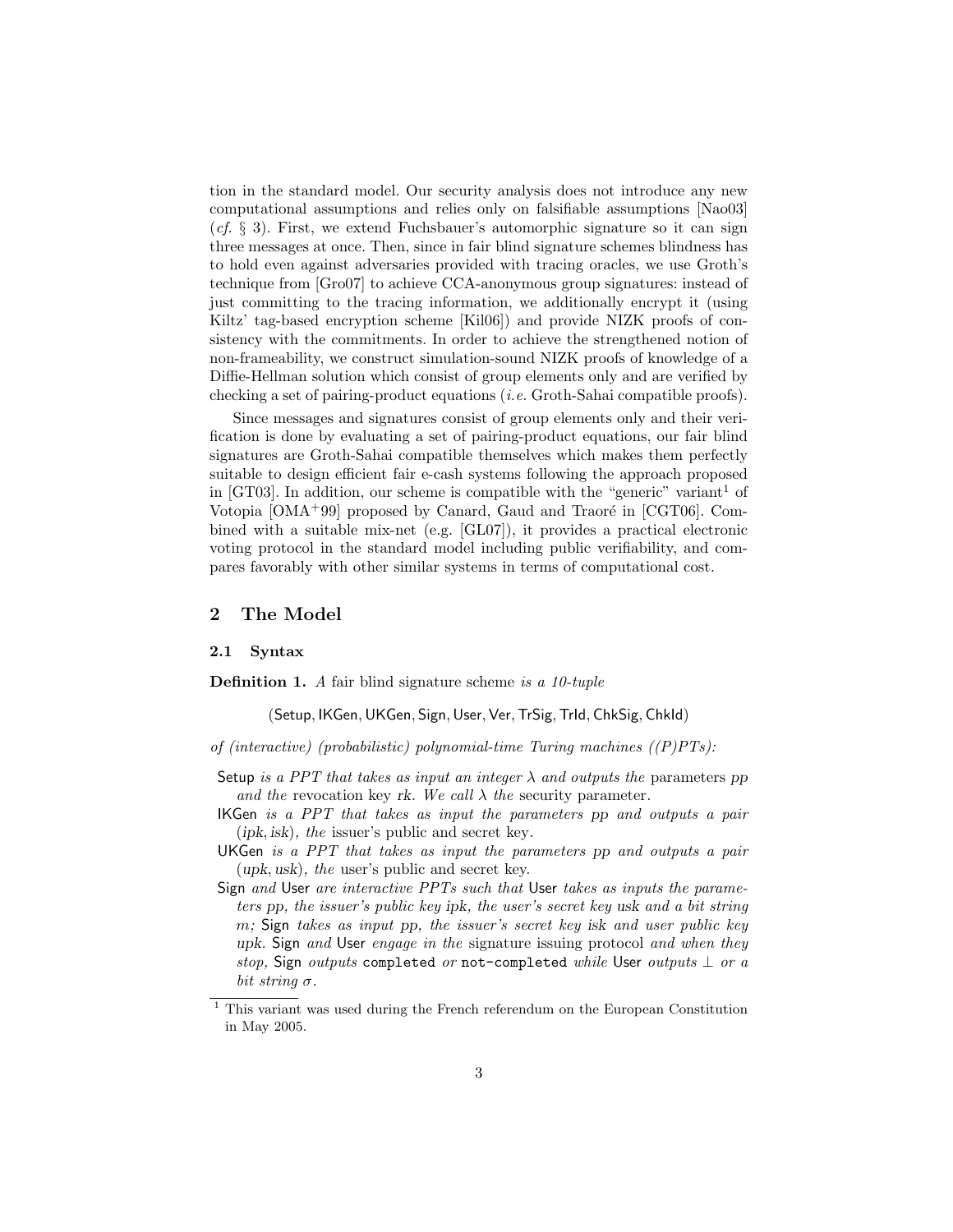tion in the standard model. Our security analysis does not introduce any new computational assumptions and relies only on falsifiable assumptions [Nao03] (*cf.* § 3). First, we extend Fuchsbauer's automorphic signature so it can sign three messages at once. Then, since in fair blind signature schemes blindness has to hold even against adversaries provided with tracing oracles, we use Groth's technique from [Gro07] to achieve CCA-anonymous group signatures: instead of just committing to the tracing information, we additionally encrypt it (using Kiltz' tag-based encryption scheme [Kil06]) and provide NIZK proofs of consistency with the commitments. In order to achieve the strengthened notion of non-frameability, we construct simulation-sound NIZK proofs of knowledge of a Diffie-Hellman solution which consist of group elements only and are verified by checking a set of pairing-product equations (*i.e.* Groth-Sahai compatible proofs).

Since messages and signatures consist of group elements only and their verification is done by evaluating a set of pairing-product equations, our fair blind signatures are Groth-Sahai compatible themselves which makes them perfectly suitable to design efficient fair e-cash systems following the approach proposed in [GT03]. In addition, our scheme is compatible with the "generic" variant[1] of Votopia [OMA+99] proposed by Canard, Gaud and Traoré in [CGT06]. Combined with a suitable mix-net (e.g. [GL07]), it provides a practical electronic voting protocol in the standard model including public verifiability, and compares favorably with other similar systems in terms of computational cost.

## 2 The Model

### 2.1 Syntax

**Definition 1.** *A* fair blind signature scheme *is a 10-tuple*

$$(\mathsf{Setup}, \mathsf{IKGen}, \mathsf{UKGen}, \mathsf{Sign}, \mathsf{User}, \mathsf{Ver}, \mathsf{TrSig}, \mathsf{TrId}, \mathsf{ChkSig}, \mathsf{ChkId})$$

*of (interactive) (probabilistic) polynomial-time Turing machines ((P)PTs):*

- $\mathsf{Setup}$ *is a PPT that takes as input an integer* $\lambda$ *and outputs the* parameters $pp$ *and the* revocation key $rk$. *We call* $\lambda$ *the* security parameter.
- $\mathsf{IKGen}$ *is a PPT that takes as input the parameters* $pp$ *and outputs a pair* $(ipk, isk)$, *the* issuer's public and secret key.
- $\mathsf{UKGen}$ *is a PPT that takes as input the parameters* $pp$ *and outputs a pair* $(upk, usk)$, *the* user's public and secret key.
- $\mathsf{Sign}$ *and* $\mathsf{User}$ *are interactive PPTs such that* $\mathsf{User}$ *takes as inputs the parameters* $pp$, *the issuer's public key* $ipk$, *the user's secret key* $usk$ *and a bit string* $m$; $\mathsf{Sign}$ *takes as input* $pp$, *the issuer's secret key* $isk$ *and user public key* $upk$. $\mathsf{Sign}$ *and* $\mathsf{User}$ *engage in the* signature issuing protocol *and when they stop,* $\mathsf{Sign}$ *outputs* `completed` *or* `not-completed` *while* $\mathsf{User}$ *outputs* $\perp$ *or a bit string* $\sigma$.

[1] This variant was used during the French referendum on the European Constitution in May 2005.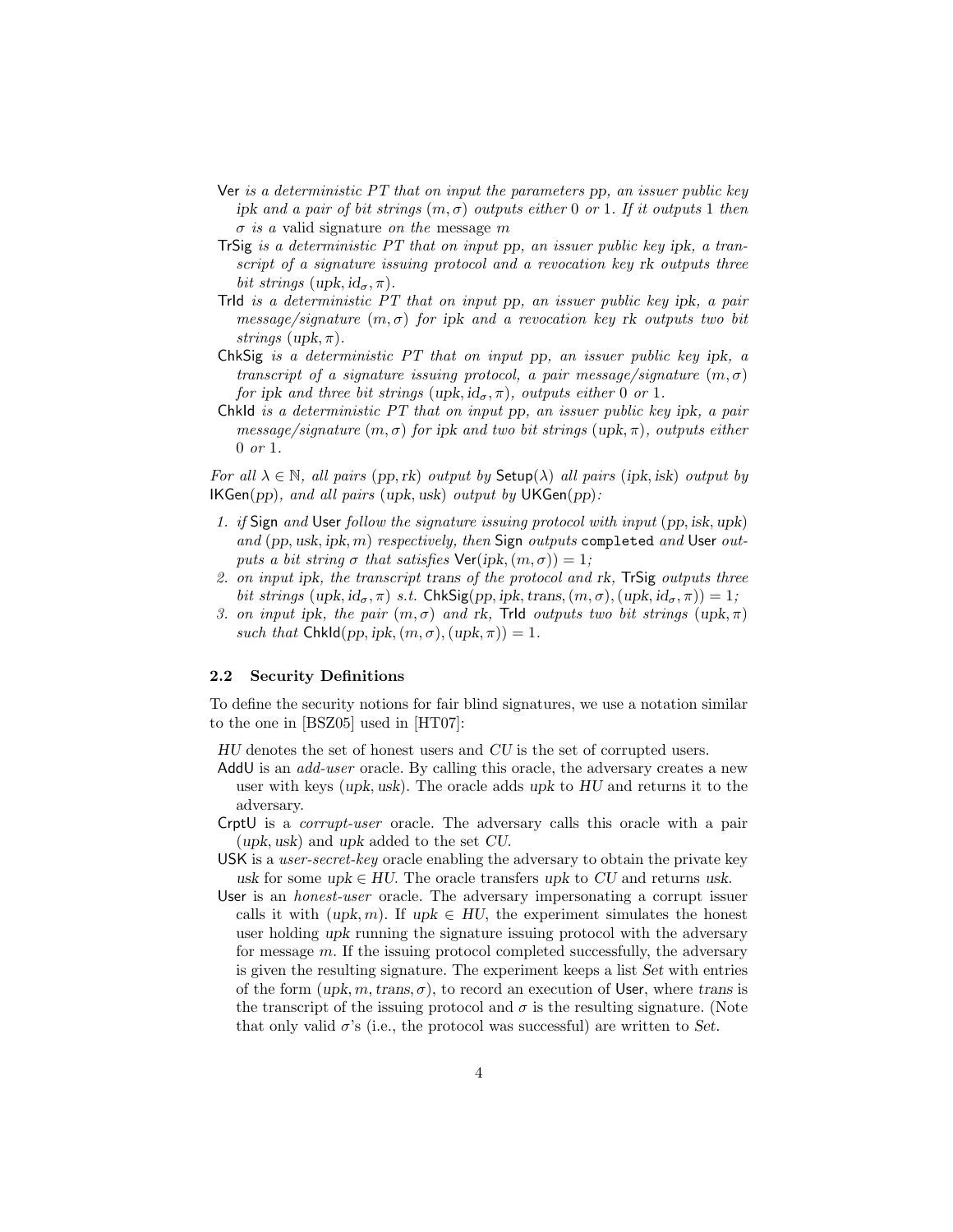- $\mathsf{Ver}$ *is a deterministic PT that on input the parameters* $pp$*, an issuer public key* $ipk$ *and a pair of bit strings* $(m, \sigma)$ *outputs either* 0 *or* 1*. If it outputs* 1 *then* $\sigma$ *is a* valid signature *on the* message $m$
- $\mathsf{TrSig}$ *is a deterministic PT that on input* $pp$*, an issuer public key* $ipk$*, a transcript of a signature issuing protocol and a revocation key* $rk$ *outputs three bit strings* $(upk, id_\sigma, \pi)$*.*
- $\mathsf{TrId}$ *is a deterministic PT that on input* $pp$*, an issuer public key* $ipk$*, a pair message/signature* $(m, \sigma)$ *for* $ipk$ *and a revocation key* $rk$ *outputs two bit strings* $(upk, \pi)$*.*
- $\mathsf{ChkSig}$ *is a deterministic PT that on input* $pp$*, an issuer public key* $ipk$*, a transcript of a signature issuing protocol, a pair message/signature* $(m, \sigma)$ *for* $ipk$ *and three bit strings* $(upk, id_\sigma, \pi)$*, outputs either* 0 *or* 1*.*
- $\mathsf{ChkId}$ *is a deterministic PT that on input* $pp$*, an issuer public key* $ipk$*, a pair message/signature* $(m, \sigma)$ *for* $ipk$ *and two bit strings* $(upk, \pi)$*, outputs either* 0 *or* 1*.*

*For all* $\lambda \in \mathbb{N}$*, all pairs* $(pp, rk)$ *output by* $\mathsf{Setup}(\lambda)$ *all pairs* $(ipk, isk)$ *output by* $\mathsf{IKGen}(pp)$*, and all pairs* $(upk, usk)$ *output by* $\mathsf{UKGen}(pp)$*:*

1. *if* $\mathsf{Sign}$ *and* $\mathsf{User}$ *follow the signature issuing protocol with input* $(pp, isk, upk)$ *and* $(pp, usk, ipk, m)$ *respectively, then* $\mathsf{Sign}$ *outputs* `completed` *and* $\mathsf{User}$ *outputs a bit string* $\sigma$ *that satisfies* $\mathsf{Ver}(ipk, (m, \sigma)) = 1$*;*
2. *on input* $ipk$*, the transcript* $trans$ *of the protocol and* $rk$*,* $\mathsf{TrSig}$ *outputs three bit strings* $(upk, id_\sigma, \pi)$ *s.t.* $\mathsf{ChkSig}(pp, ipk, trans, (m, \sigma), (upk, id_\sigma, \pi)) = 1$*;*
3. *on input* $ipk$*, the pair* $(m, \sigma)$ *and* $rk$*,* $\mathsf{TrId}$ *outputs two bit strings* $(upk, \pi)$ *such that* $\mathsf{ChkId}(pp, ipk, (m, \sigma), (upk, \pi)) = 1$*.*

### 2.2 Security Definitions

To define the security notions for fair blind signatures, we use a notation similar to the one in [BSZ05] used in [HT07]:

- $HU$ denotes the set of honest users and $CU$ is the set of corrupted users.
- $\mathsf{AddU}$ is an *add-user* oracle. By calling this oracle, the adversary creates a new user with keys $(upk, usk)$. The oracle adds $upk$ to $HU$ and returns it to the adversary.
- $\mathsf{CrptU}$ is a *corrupt-user* oracle. The adversary calls this oracle with a pair $(upk, usk)$ and $upk$ added to the set $CU$.
- $\mathsf{USK}$ is a *user-secret-key* oracle enabling the adversary to obtain the private key $usk$ for some $upk \in HU$. The oracle transfers $upk$ to $CU$ and returns $usk$.
- $\mathsf{User}$ is an *honest-user* oracle. The adversary impersonating a corrupt issuer calls it with $(upk, m)$. If $upk \in HU$, the experiment simulates the honest user holding $upk$ running the signature issuing protocol with the adversary for message $m$. If the issuing protocol completed successfully, the adversary is given the resulting signature. The experiment keeps a list $Set$ with entries of the form $(upk, m, trans, \sigma)$, to record an execution of $\mathsf{User}$, where $trans$ is the transcript of the issuing protocol and $\sigma$ is the resulting signature. (Note that only valid $\sigma$'s (i.e., the protocol was successful) are written to $Set$.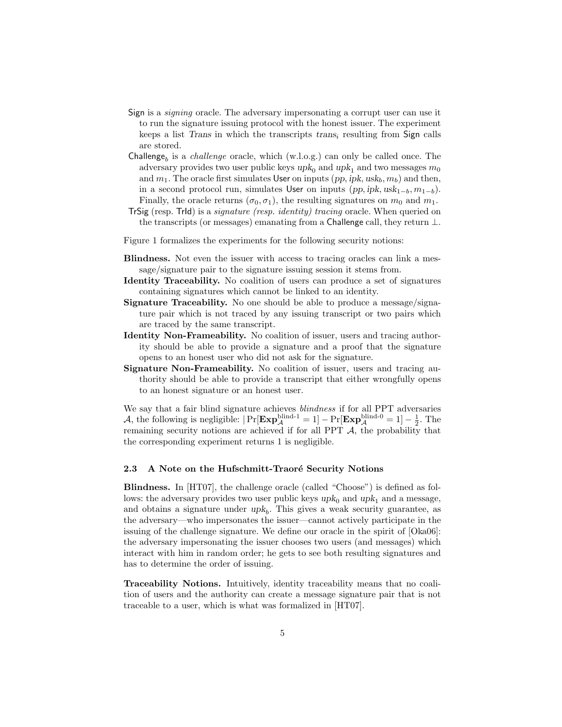- Sign is a *signing* oracle. The adversary impersonating a corrupt user can use it to run the signature issuing protocol with the honest issuer. The experiment keeps a list *Trans* in which the transcripts $trans_i$ resulting from Sign calls are stored.
- $\mathsf{Challenge}_b$ is a *challenge* oracle, which (w.l.o.g.) can only be called once. The adversary provides two user public keys $upk_0$ and $upk_1$ and two messages $m_0$ and $m_1$. The oracle first simulates User on inputs $(pp, ipk, usk_b, m_b)$ and then, in a second protocol run, simulates User on inputs $(pp, ipk, usk_{1-b}, m_{1-b})$. Finally, the oracle returns $(\sigma_0, \sigma_1)$, the resulting signatures on $m_0$ and $m_1$.
- TrSig (resp. TrId) is a *signature (resp. identity) tracing* oracle. When queried on the transcripts (or messages) emanating from a Challenge call, they return $\perp$.

Figure 1 formalizes the experiments for the following security notions:

- **Blindness.** Not even the issuer with access to tracing oracles can link a message/signature pair to the signature issuing session it stems from.
- **Identity Traceability.** No coalition of users can produce a set of signatures containing signatures which cannot be linked to an identity.
- **Signature Traceability.** No one should be able to produce a message/signature pair which is not traced by any issuing transcript or two pairs which are traced by the same transcript.
- **Identity Non-Frameability.** No coalition of issuer, users and tracing authority should be able to provide a signature and a proof that the signature opens to an honest user who did not ask for the signature.
- **Signature Non-Frameability.** No coalition of issuer, users and tracing authority should be able to provide a transcript that either wrongfully opens to an honest signature or an honest user.

We say that a fair blind signature achieves *blindness* if for all PPT adversaries $\mathcal{A}$, the following is negligible: $|\Pr[\mathbf{Exp}_{\mathcal{A}}^{\text{blind-1}} = 1] - \Pr[\mathbf{Exp}_{\mathcal{A}}^{\text{blind-0}} = 1] - \frac{1}{2}$. The remaining security notions are achieved if for all PPT $\mathcal{A}$, the probability that the corresponding experiment returns 1 is negligible.

### 2.3 A Note on the Hufschmitt-Traoré Security Notions

**Blindness.** In [HT07], the challenge oracle (called "Choose") is defined as follows: the adversary provides two user public keys $upk_0$ and $upk_1$ and a message, and obtains a signature under $upk_b$. This gives a weak security guarantee, as the adversary—who impersonates the issuer—cannot actively participate in the issuing of the challenge signature. We define our oracle in the spirit of [Oka06]: the adversary impersonating the issuer chooses two users (and messages) which interact with him in random order; he gets to see both resulting signatures and has to determine the order of issuing.

**Traceability Notions.** Intuitively, identity traceability means that no coalition of users and the authority can create a message signature pair that is not traceable to a user, which is what was formalized in [HT07].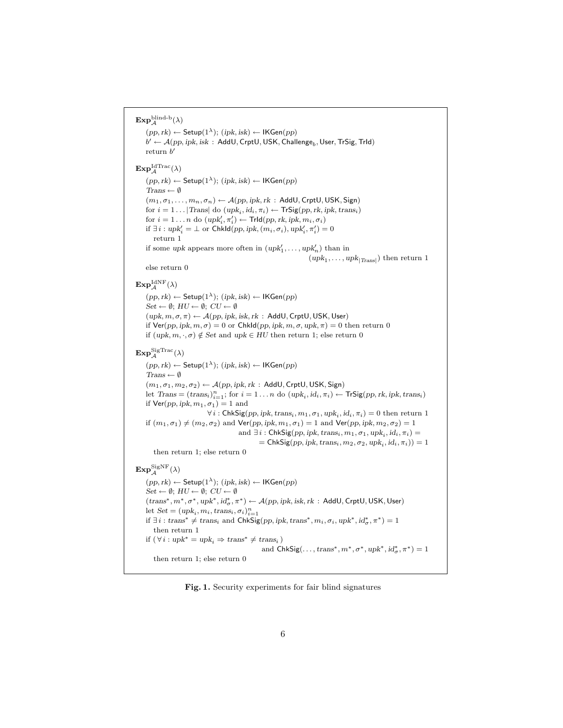$\mathbf{Exp}_{\mathcal{A}}^{\text{blind-}b}(\lambda)$

$(pp, rk) \leftarrow \mathsf{Setup}(1^\lambda)$; $(ipk, isk) \leftarrow \mathsf{IKGen}(pp)$
$b' \leftarrow \mathcal{A}(pp, ipk, isk : \mathsf{AddU}, \mathsf{CrptU}, \mathsf{USK}, \mathsf{Challenge}_b, \mathsf{User}, \mathsf{TrSig}, \mathsf{TrId})$
return $b'$

$\mathbf{Exp}_{\mathcal{A}}^{\text{IdTrac}}(\lambda)$

$(pp, rk) \leftarrow \mathsf{Setup}(1^\lambda)$; $(ipk, isk) \leftarrow \mathsf{IKGen}(pp)$
$Trans \leftarrow \emptyset$
$(m_1, \sigma_1, \dots, m_n, \sigma_n) \leftarrow \mathcal{A}(pp, ipk, rk : \mathsf{AddU}, \mathsf{CrptU}, \mathsf{USK}, \mathsf{Sign})$
for $i = 1 \dots |Trans|$ do $(upk_i, id_i, \pi_i) \leftarrow \mathsf{TrSig}(pp, rk, ipk, trans_i)$
for $i = 1 \dots n$ do $(upk'_i, \pi'_i) \leftarrow \mathsf{TrId}(pp, rk, ipk, m_i, \sigma_i)$
if $\exists\, i : upk'_i = \bot$ or $\mathsf{ChkId}(pp, ipk, (m_i, \sigma_i), upk'_i, \pi'_i) = 0$
  return 1
if some $upk$ appears more often in $(upk'_1, \dots, upk'_n)$ than in $(upk_1, \dots, upk_{|Trans|})$ then return 1
else return 0

$\mathbf{Exp}_{\mathcal{A}}^{\text{IdNF}}(\lambda)$

$(pp, rk) \leftarrow \mathsf{Setup}(1^\lambda)$; $(ipk, isk) \leftarrow \mathsf{IKGen}(pp)$
$Set \leftarrow \emptyset$; $HU \leftarrow \emptyset$; $CU \leftarrow \emptyset$
$(upk, m, \sigma, \pi) \leftarrow \mathcal{A}(pp, ipk, isk, rk : \mathsf{AddU}, \mathsf{CrptU}, \mathsf{USK}, \mathsf{User})$
if $\mathsf{Ver}(pp, ipk, m, \sigma) = 0$ or $\mathsf{ChkId}(pp, ipk, m, \sigma, upk, \pi) = 0$ then return 0
if $(upk, m, \cdot, \sigma) \notin Set$ and $upk \in HU$ then return 1; else return 0

$\mathbf{Exp}_{\mathcal{A}}^{\text{SigTrac}}(\lambda)$

$(pp, rk) \leftarrow \mathsf{Setup}(1^\lambda)$; $(ipk, isk) \leftarrow \mathsf{IKGen}(pp)$
$Trans \leftarrow \emptyset$
$(m_1, \sigma_1, m_2, \sigma_2) \leftarrow \mathcal{A}(pp, ipk, rk : \mathsf{AddU}, \mathsf{CrptU}, \mathsf{USK}, \mathsf{Sign})$
let $Trans = (trans_i)_{i=1}^n$; for $i = 1 \dots n$ do $(upk_i, id_i, \pi_i) \leftarrow \mathsf{TrSig}(pp, rk, ipk, trans_i)$
if $\mathsf{Ver}(pp, ipk, m_1, \sigma_1) = 1$ and
  $\forall\, i : \mathsf{ChkSig}(pp, ipk, trans_i, m_1, \sigma_1, upk_i, id_i, \pi_i) = 0$ then return 1
if $(m_1, \sigma_1) \neq (m_2, \sigma_2)$ and $\mathsf{Ver}(pp, ipk, m_1, \sigma_1) = 1$ and $\mathsf{Ver}(pp, ipk, m_2, \sigma_2) = 1$
  and $\exists\, i : \mathsf{ChkSig}(pp, ipk, trans_i, m_1, \sigma_1, upk_i, id_i, \pi_i) =$
  $= \mathsf{ChkSig}(pp, ipk, trans_i, m_2, \sigma_2, upk_i, id_i, \pi_i)) = 1$
  then return 1; else return 0

$\mathbf{Exp}_{\mathcal{A}}^{\text{SigNF}}(\lambda)$

$(pp, rk) \leftarrow \mathsf{Setup}(1^\lambda)$; $(ipk, isk) \leftarrow \mathsf{IKGen}(pp)$
$Set \leftarrow \emptyset$; $HU \leftarrow \emptyset$; $CU \leftarrow \emptyset$
$(trans^*, m^*, \sigma^*, upk^*, id^*_\sigma, \pi^*) \leftarrow \mathcal{A}(pp, ipk, isk, rk : \mathsf{AddU}, \mathsf{CrptU}, \mathsf{USK}, \mathsf{User})$
let $Set = (upk_i, m_i, trans_i, \sigma_i)_{i=1}^n$
if $\exists\, i : trans^* \neq trans_i$ and $\mathsf{ChkSig}(pp, ipk, trans^*, m_i, \sigma_i, upk^*, id^*_\sigma, \pi^*) = 1$
  then return 1
if $(\forall\, i : upk^* = upk_i \Rightarrow trans^* \neq trans_i)$
  and $\mathsf{ChkSig}(\dots, trans^*, m^*, \sigma^*, upk^*, id^*_\sigma, \pi^*) = 1$
  then return 1; else return 0

**Fig. 1.** Security experiments for fair blind signatures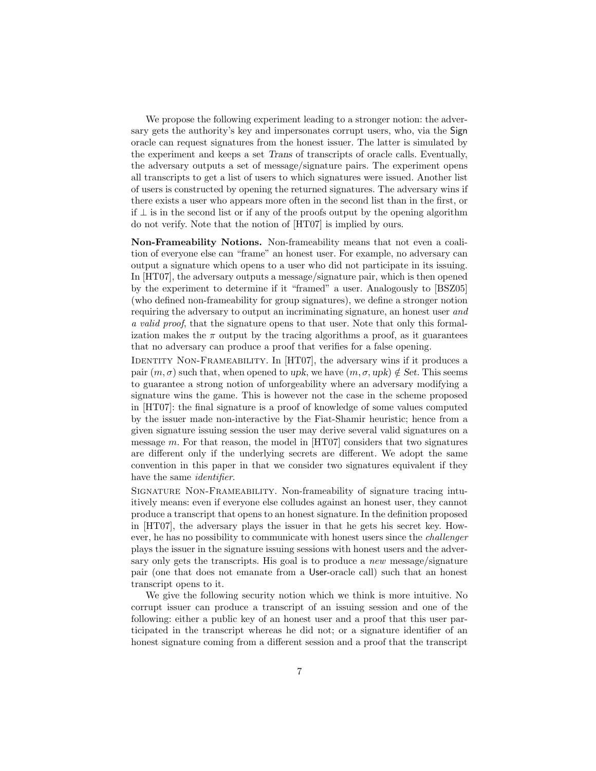We propose the following experiment leading to a stronger notion: the adversary gets the authority's key and impersonates corrupt users, who, via the Sign oracle can request signatures from the honest issuer. The latter is simulated by the experiment and keeps a set *Trans* of transcripts of oracle calls. Eventually, the adversary outputs a set of message/signature pairs. The experiment opens all transcripts to get a list of users to which signatures were issued. Another list of users is constructed by opening the returned signatures. The adversary wins if there exists a user who appears more often in the second list than in the first, or if $\perp$ is in the second list or if any of the proofs output by the opening algorithm do not verify. Note that the notion of [HT07] is implied by ours.

**Non-Frameability Notions.** Non-frameability means that not even a coalition of everyone else can "frame" an honest user. For example, no adversary can output a signature which opens to a user who did not participate in its issuing. In [HT07], the adversary outputs a message/signature pair, which is then opened by the experiment to determine if it "framed" a user. Analogously to [BSZ05] (who defined non-frameability for group signatures), we define a stronger notion requiring the adversary to output an incriminating signature, an honest user *and a valid proof*, that the signature opens to that user. Note that only this formalization makes the $\pi$ output by the tracing algorithms a proof, as it guarantees that no adversary can produce a proof that verifies for a false opening.

Identity Non-Frameability. In [HT07], the adversary wins if it produces a pair $(m, \sigma)$ such that, when opened to $upk$, we have $(m, \sigma, upk) \notin Set$. This seems to guarantee a strong notion of unforgeability where an adversary modifying a signature wins the game. This is however not the case in the scheme proposed in [HT07]: the final signature is a proof of knowledge of some values computed by the issuer made non-interactive by the Fiat-Shamir heuristic; hence from a given signature issuing session the user may derive several valid signatures on a message $m$. For that reason, the model in [HT07] considers that two signatures are different only if the underlying secrets are different. We adopt the same convention in this paper in that we consider two signatures equivalent if they have the same *identifier*.

Signature Non-Frameability. Non-frameability of signature tracing intuitively means: even if everyone else colludes against an honest user, they cannot produce a transcript that opens to an honest signature. In the definition proposed in [HT07], the adversary plays the issuer in that he gets his secret key. However, he has no possibility to communicate with honest users since the *challenger* plays the issuer in the signature issuing sessions with honest users and the adversary only gets the transcripts. His goal is to produce a *new* message/signature pair (one that does not emanate from a User-oracle call) such that an honest transcript opens to it.

We give the following security notion which we think is more intuitive. No corrupt issuer can produce a transcript of an issuing session and one of the following: either a public key of an honest user and a proof that this user participated in the transcript whereas he did not; or a signature identifier of an honest signature coming from a different session and a proof that the transcript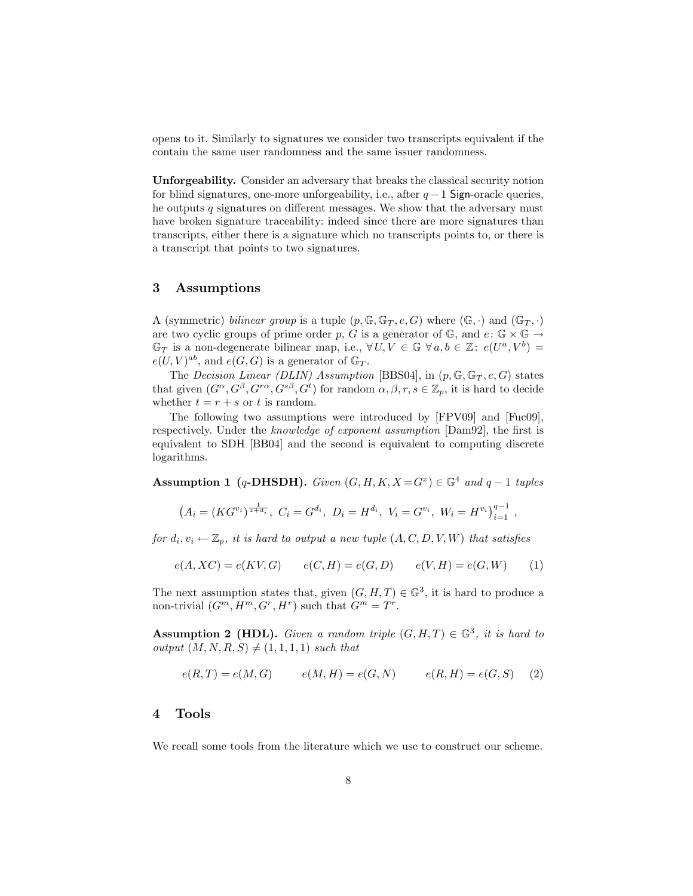opens to it. Similarly to signatures we consider two transcripts equivalent if the contain the same user randomness and the same issuer randomness.

**Unforgeability.** Consider an adversary that breaks the classical security notion for blind signatures, one-more unforgeability, i.e., after $q-1$ Sign-oracle queries, he outputs $q$ signatures on different messages. We show that the adversary must have broken signature traceability: indeed since there are more signatures than transcripts, either there is a signature which no transcripts points to, or there is a transcript that points to two signatures.

## 3 Assumptions

A (symmetric) *bilinear group* is a tuple $(p, \mathbb{G}, \mathbb{G}_T, e, G)$ where $(\mathbb{G}, \cdot)$ and $(\mathbb{G}_T, \cdot)$ are two cyclic groups of prime order $p$, $G$ is a generator of $\mathbb{G}$, and $e \colon \mathbb{G} \times \mathbb{G} \to \mathbb{G}_T$ is a non-degenerate bilinear map, i.e., $\forall\, U, V \in \mathbb{G}\ \forall\, a, b \in \mathbb{Z}$: $e(U^a, V^b) = e(U, V)^{ab}$, and $e(G, G)$ is a generator of $\mathbb{G}_T$.

The *Decision Linear (DLIN) Assumption* [BBS04], in $(p, \mathbb{G}, \mathbb{G}_T, e, G)$ states that given $(G^\alpha, G^\beta, G^{r\alpha}, G^{s\beta}, G^t)$ for random $\alpha, \beta, r, s \in \mathbb{Z}_p$, it is hard to decide whether $t = r + s$ or $t$ is random.

The following two assumptions were introduced by [FPV09] and [Fuc09], respectively. Under the *knowledge of exponent assumption* [Dam92], the first is equivalent to SDH [BB04] and the second is equivalent to computing discrete logarithms.

**Assumption 1 ($q$-DHSDH).** *Given $(G, H, K, X = G^x) \in \mathbb{G}^4$ and $q-1$ tuples*

$$\left(A_i = (KG^{v_i})^{\frac{1}{x+d_i}},\ C_i = G^{d_i},\ D_i = H^{d_i},\ V_i = G^{v_i},\ W_i = H^{v_i}\right)_{i=1}^{q-1},$$

*for $d_i, v_i \leftarrow \mathbb{Z}_p$, it is hard to output a new tuple $(A, C, D, V, W)$ that satisfies*

$$e(A, XC) = e(KV, G) \qquad e(C, H) = e(G, D) \qquad e(V, H) = e(G, W) \tag{1}$$

The next assumption states that, given $(G, H, T) \in \mathbb{G}^3$, it is hard to produce a non-trivial $(G^m, H^m, G^r, H^r)$ such that $G^m = T^r$.

**Assumption 2 (HDL).** *Given a random triple $(G, H, T) \in \mathbb{G}^3$, it is hard to output $(M, N, R, S) \neq (1, 1, 1, 1)$ such that*

$$e(R, T) = e(M, G) \qquad e(M, H) = e(G, N) \qquad e(R, H) = e(G, S) \tag{2}$$

## 4 Tools

We recall some tools from the literature which we use to construct our scheme.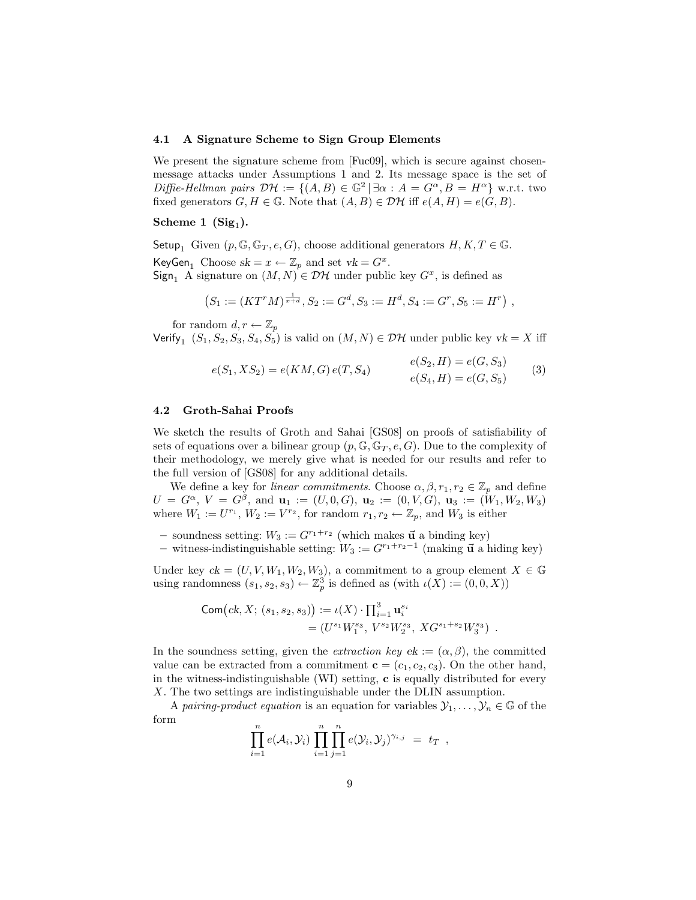### 4.1 A Signature Scheme to Sign Group Elements

We present the signature scheme from [Fuc09], which is secure against chosen-message attacks under Assumptions 1 and 2. Its message space is the set of *Diffie-Hellman pairs* $\mathcal{DH} := \{(A,B) \in \mathbb{G}^2 \,|\, \exists \alpha : A = G^\alpha, B = H^\alpha\}$ w.r.t. two fixed generators $G, H \in \mathbb{G}$. Note that $(A,B) \in \mathcal{DH}$ iff $e(A,H) = e(G,B)$.

**Scheme 1 ($\mathbf{Sig}_1$).**

$\mathsf{Setup}_1$ Given $(p, \mathbb{G}, \mathbb{G}_T, e, G)$, choose additional generators $H, K, T \in \mathbb{G}$.

$\mathsf{KeyGen}_1$ Choose $sk = x \leftarrow \mathbb{Z}_p$ and set $vk = G^x$.

$\mathsf{Sign}_1$ A signature on $(M,N) \in \mathcal{DH}$ under public key $G^x$, is defined as

$$\left(S_1 := (KT^r M)^{\frac{1}{x+d}}, S_2 := G^d, S_3 := H^d, S_4 := G^r, S_5 := H^r\right) ,$$

for random $d, r \leftarrow \mathbb{Z}_p$

$\mathsf{Verify}_1$ $(S_1, S_2, S_3, S_4, S_5)$ is valid on $(M,N) \in \mathcal{DH}$ under public key $vk = X$ iff

$$e(S_1, XS_2) = e(KM, G)\, e(T, S_4) \qquad \begin{array}{l} e(S_2, H) = e(G, S_3) \\ e(S_4, H) = e(G, S_5) \end{array} \tag{3}$$

### 4.2 Groth-Sahai Proofs

We sketch the results of Groth and Sahai [GS08] on proofs of satisfiability of sets of equations over a bilinear group $(p, \mathbb{G}, \mathbb{G}_T, e, G)$. Due to the complexity of their methodology, we merely give what is needed for our results and refer to the full version of [GS08] for any additional details.

We define a key for *linear commitments*. Choose $\alpha, \beta, r_1, r_2 \in \mathbb{Z}_p$ and define $U = G^\alpha$, $V = G^\beta$, and $\mathbf{u}_1 := (U, 0, G)$, $\mathbf{u}_2 := (0, V, G)$, $\mathbf{u}_3 := (W_1, W_2, W_3)$ where $W_1 := U^{r_1}$, $W_2 := V^{r_2}$, for random $r_1, r_2 \leftarrow \mathbb{Z}_p$, and $W_3$ is either

- soundness setting: $W_3 := G^{r_1+r_2}$ (which makes $\vec{\mathbf{u}}$ a binding key)
- witness-indistinguishable setting: $W_3 := G^{r_1+r_2-1}$ (making $\vec{\mathbf{u}}$ a hiding key)

Under key $ck = (U, V, W_1, W_2, W_3)$, a commitment to a group element $X \in \mathbb{G}$ using randomness $(s_1, s_2, s_3) \leftarrow \mathbb{Z}_p^3$ is defined as (with $\iota(X) := (0, 0, X)$)

$$\begin{aligned} \mathsf{Com}\big(ck, X;\, (s_1, s_2, s_3)\big) &:= \iota(X) \cdot \textstyle\prod_{i=1}^3 \mathbf{u}_i^{s_i} \\ &= (U^{s_1} W_1^{s_3},\ V^{s_2} W_2^{s_3},\ X G^{s_1+s_2} W_3^{s_3}) \ . \end{aligned}$$

In the soundness setting, given the *extraction key* $ek := (\alpha, \beta)$, the committed value can be extracted from a commitment $\mathbf{c} = (c_1, c_2, c_3)$. On the other hand, in the witness-indistinguishable (WI) setting, $\mathbf{c}$ is equally distributed for every $X$. The two settings are indistinguishable under the DLIN assumption.

A *pairing-product equation* is an equation for variables $\mathcal{Y}_1, \ldots, \mathcal{Y}_n \in \mathbb{G}$ of the form

$$\prod_{i=1}^n e(\mathcal{A}_i, \mathcal{Y}_i) \prod_{i=1}^n \prod_{j=1}^n e(\mathcal{Y}_i, \mathcal{Y}_j)^{\gamma_{i,j}} \;=\; t_T \ ,$$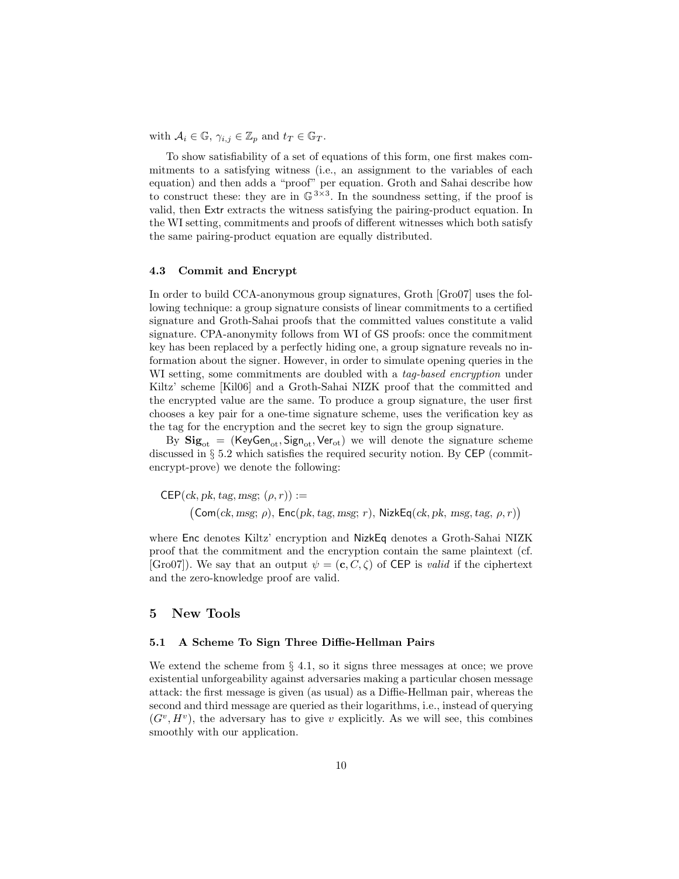with $\mathcal{A}_i \in \mathbb{G}$, $\gamma_{i,j} \in \mathbb{Z}_p$ and $t_T \in \mathbb{G}_T$.

To show satisfiability of a set of equations of this form, one first makes commitments to a satisfying witness (i.e., an assignment to the variables of each equation) and then adds a "proof" per equation. Groth and Sahai describe how to construct these: they are in $\mathbb{G}^{3\times 3}$. In the soundness setting, if the proof is valid, then $\mathsf{Extr}$ extracts the witness satisfying the pairing-product equation. In the WI setting, commitments and proofs of different witnesses which both satisfy the same pairing-product equation are equally distributed.

### 4.3 Commit and Encrypt

In order to build CCA-anonymous group signatures, Groth [Gro07] uses the following technique: a group signature consists of linear commitments to a certified signature and Groth-Sahai proofs that the committed values constitute a valid signature. CPA-anonymity follows from WI of GS proofs: once the commitment key has been replaced by a perfectly hiding one, a group signature reveals no information about the signer. However, in order to simulate opening queries in the WI setting, some commitments are doubled with a *tag-based encryption* under Kiltz' scheme [Kil06] and a Groth-Sahai NIZK proof that the committed and the encrypted value are the same. To produce a group signature, the user first chooses a key pair for a one-time signature scheme, uses the verification key as the tag for the encryption and the secret key to sign the group signature.

By $\mathbf{Sig}_{\mathrm{ot}} = (\mathsf{KeyGen}_{\mathrm{ot}}, \mathsf{Sign}_{\mathrm{ot}}, \mathsf{Ver}_{\mathrm{ot}})$ we will denote the signature scheme discussed in § 5.2 which satisfies the required security notion. By $\mathsf{CEP}$ (commit-encrypt-prove) we denote the following:

$$\mathsf{CEP}(ck, pk, tag, msg;\, (\rho, r)) := \big(\mathsf{Com}(ck, msg;\, \rho),\, \mathsf{Enc}(pk, tag, msg;\, r),\, \mathsf{NizkEq}(ck, pk,\, msg, tag,\, \rho, r)\big)$$

where $\mathsf{Enc}$ denotes Kiltz' encryption and $\mathsf{NizkEq}$ denotes a Groth-Sahai NIZK proof that the commitment and the encryption contain the same plaintext (cf. [Gro07]). We say that an output $\psi = (\mathbf{c}, C, \zeta)$ of $\mathsf{CEP}$ is *valid* if the ciphertext and the zero-knowledge proof are valid.

## 5 New Tools

### 5.1 A Scheme To Sign Three Diffie-Hellman Pairs

We extend the scheme from § 4.1, so it signs three messages at once; we prove existential unforgeability against adversaries making a particular chosen message attack: the first message is given (as usual) as a Diffie-Hellman pair, whereas the second and third message are queried as their logarithms, i.e., instead of querying $(G^v, H^v)$, the adversary has to give $v$ explicitly. As we will see, this combines smoothly with our application.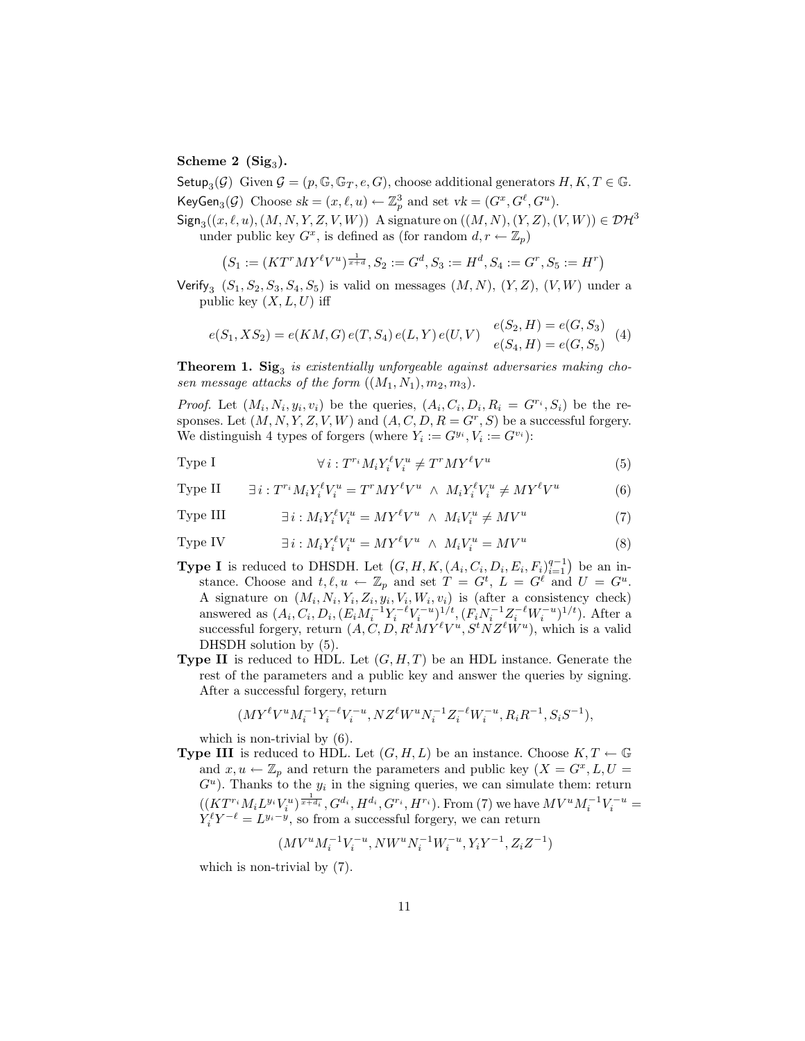**Scheme 2 (Sig$_3$).**

$\mathsf{Setup}_3(\mathcal{G})$ Given $\mathcal{G} = (p, \mathbb{G}, \mathbb{G}_T, e, G)$, choose additional generators $H, K, T \in \mathbb{G}$.

$\mathsf{KeyGen}_3(\mathcal{G})$ Choose $sk = (x, \ell, u) \leftarrow \mathbb{Z}_p^3$ and set $vk = (G^x, G^\ell, G^u)$.

$\mathsf{Sign}_3((x, \ell, u), (M, N, Y, Z, V, W))$ A signature on $((M, N), (Y, Z), (V, W)) \in \mathcal{DH}^3$ under public key $G^x$, is defined as (for random $d, r \leftarrow \mathbb{Z}_p$)

$$\left(S_1 := (KT^r MY^\ell V^u)^{\frac{1}{x+d}}, S_2 := G^d, S_3 := H^d, S_4 := G^r, S_5 := H^r\right)$$

$\mathsf{Verify}_3$ $(S_1, S_2, S_3, S_4, S_5)$ is valid on messages $(M, N)$, $(Y, Z)$, $(V, W)$ under a public key $(X, L, U)$ iff

$$e(S_1, XS_2) = e(KM, G)\, e(T, S_4)\, e(L, Y)\, e(U, V) \quad \begin{array}{l} e(S_2, H) = e(G, S_3) \\ e(S_4, H) = e(G, S_5) \end{array} \quad (4)$$

**Theorem 1.** *$\mathbf{Sig}_3$ is existentially unforgeable against adversaries making chosen message attacks of the form $((M_1, N_1), m_2, m_3)$.*

*Proof.* Let $(M_i, N_i, y_i, v_i)$ be the queries, $(A_i, C_i, D_i, R_i = G^{r_i}, S_i)$ be the responses. Let $(M, N, Y, Z, V, W)$ and $(A, C, D, R = G^r, S)$ be a successful forgery. We distinguish 4 types of forgers (where $Y_i := G^{y_i}, V_i := G^{v_i}$):

$$\text{Type I} \qquad \forall\, i : T^{r_i} M_i Y_i^\ell V_i^u \neq T^r MY^\ell V^u \qquad (5)$$

$$\text{Type II} \qquad \exists\, i : T^{r_i} M_i Y_i^\ell V_i^u = T^r MY^\ell V^u \;\wedge\; M_i Y_i^\ell V_i^u \neq MY^\ell V^u \qquad (6)$$

$$\text{Type III} \qquad \exists\, i : M_i Y_i^\ell V_i^u = MY^\ell V^u \;\wedge\; M_i V_i^u \neq MV^u \qquad (7)$$

$$\text{Type IV} \qquad \exists\, i : M_i Y_i^\ell V_i^u = MY^\ell V^u \;\wedge\; M_i V_i^u = MV^u \qquad (8)$$

**Type I** is reduced to DHSDH. Let $\left(G, H, K, (A_i, C_i, D_i, E_i, F_i)_{i=1}^{q-1}\right)$ be an instance. Choose and $t, \ell, u \leftarrow \mathbb{Z}_p$ and set $T = G^t$, $L = G^\ell$ and $U = G^u$. A signature on $(M_i, N_i, Y_i, Z_i, y_i, V_i, W_i, v_i)$ is (after a consistency check) answered as $(A_i, C_i, D_i, (E_i M_i^{-1} Y_i^{-\ell} V_i^{-u})^{1/t}, (F_i N_i^{-1} Z_i^{-\ell} W_i^{-u})^{1/t})$. After a successful forgery, return $(A, C, D, R^t MY^\ell V^u, S^t NZ^\ell W^u)$, which is a valid DHSDH solution by (5).

**Type II** is reduced to HDL. Let $(G, H, T)$ be an HDL instance. Generate the rest of the parameters and a public key and answer the queries by signing. After a successful forgery, return

$$(MY^\ell V^u M_i^{-1} Y_i^{-\ell} V_i^{-u}, NZ^\ell W^u N_i^{-1} Z_i^{-\ell} W_i^{-u}, R_i R^{-1}, S_i S^{-1}),$$

which is non-trivial by (6).

**Type III** is reduced to HDL. Let $(G, H, L)$ be an instance. Choose $K, T \leftarrow \mathbb{G}$ and $x, u \leftarrow \mathbb{Z}_p$ and return the parameters and public key $(X = G^x, L, U = G^u)$. Thanks to the $y_i$ in the signing queries, we can simulate them: return $((KT^{r_i} M_i L^{y_i} V_i^u)^{\frac{1}{x+d_i}}, G^{d_i}, H^{d_i}, G^{r_i}, H^{r_i})$. From (7) we have $MV^u M_i^{-1} V_i^{-u} = Y_i^\ell Y^{-\ell} = L^{y_i - y}$, so from a successful forgery, we can return

$$(MV^u M_i^{-1} V_i^{-u}, NW^u N_i^{-1} W_i^{-u}, Y_i Y^{-1}, Z_i Z^{-1})$$

which is non-trivial by (7).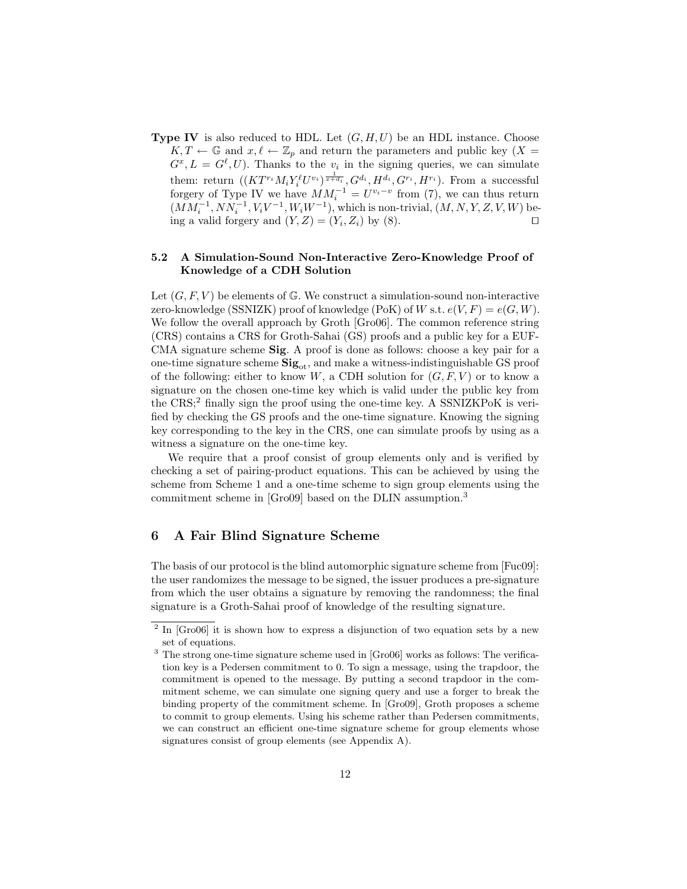**Type IV** is also reduced to HDL. Let $(G, H, U)$ be an HDL instance. Choose $K, T \leftarrow \mathbb{G}$ and $x, \ell \leftarrow \mathbb{Z}_p$ and return the parameters and public key $(X = G^x, L = G^\ell, U)$. Thanks to the $v_i$ in the signing queries, we can simulate them: return $((KT^{r_i} M_i Y_i^\ell U^{v_i})^{\frac{1}{x+d_i}}, G^{d_i}, H^{d_i}, G^{r_i}, H^{r_i})$. From a successful forgery of Type IV we have $MM_i^{-1} = U^{v_i - v}$ from (7), we can thus return $(MM_i^{-1}, NN_i^{-1}, V_i V^{-1}, W_i W^{-1})$, which is non-trivial, $(M, N, Y, Z, V, W)$ being a valid forgery and $(Y, Z) = (Y_i, Z_i)$ by (8). ◻

### 5.2 A Simulation-Sound Non-Interactive Zero-Knowledge Proof of Knowledge of a CDH Solution

Let $(G, F, V)$ be elements of $\mathbb{G}$. We construct a simulation-sound non-interactive zero-knowledge (SSNIZK) proof of knowledge (PoK) of $W$ s.t. $e(V, F) = e(G, W)$. We follow the overall approach by Groth [Gro06]. The common reference string (CRS) contains a CRS for Groth-Sahai (GS) proofs and a public key for a EUF-CMA signature scheme **Sig**. A proof is done as follows: choose a key pair for a one-time signature scheme $\mathbf{Sig}_{\text{ot}}$, and make a witness-indistinguishable GS proof of the following: either to know $W$, a CDH solution for $(G, F, V)$ or to know a signature on the chosen one-time key which is valid under the public key from the CRS;[2] finally sign the proof using the one-time key. A SSNIZKPoK is verified by checking the GS proofs and the one-time signature. Knowing the signing key corresponding to the key in the CRS, one can simulate proofs by using as a witness a signature on the one-time key.

We require that a proof consist of group elements only and is verified by checking a set of pairing-product equations. This can be achieved by using the scheme from Scheme 1 and a one-time scheme to sign group elements using the commitment scheme in [Gro09] based on the DLIN assumption.[3]

## 6 A Fair Blind Signature Scheme

The basis of our protocol is the blind automorphic signature scheme from [Fuc09]: the user randomizes the message to be signed, the issuer produces a pre-signature from which the user obtains a signature by removing the randomness; the final signature is a Groth-Sahai proof of knowledge of the resulting signature.

---

[2] In [Gro06] it is shown how to express a disjunction of two equation sets by a new set of equations.

[3] The strong one-time signature scheme used in [Gro06] works as follows: The verification key is a Pedersen commitment to 0. To sign a message, using the trapdoor, the commitment is opened to the message. By putting a second trapdoor in the commitment scheme, we can simulate one signing query and use a forger to break the binding property of the commitment scheme. In [Gro09], Groth proposes a scheme to commit to group elements. Using his scheme rather than Pedersen commitments, we can construct an efficient one-time signature scheme for group elements whose signatures consist of group elements (see Appendix A).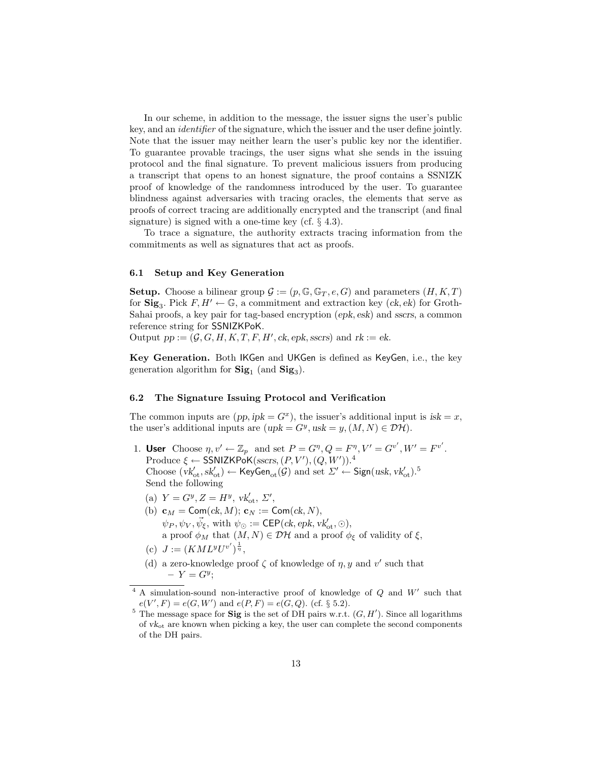In our scheme, in addition to the message, the issuer signs the user's public key, and an *identifier* of the signature, which the issuer and the user define jointly. Note that the issuer may neither learn the user's public key nor the identifier. To guarantee provable tracings, the user signs what she sends in the issuing protocol and the final signature. To prevent malicious issuers from producing a transcript that opens to an honest signature, the proof contains a SSNIZK proof of knowledge of the randomness introduced by the user. To guarantee blindness against adversaries with tracing oracles, the elements that serve as proofs of correct tracing are additionally encrypted and the transcript (and final signature) is signed with a one-time key (cf. § 4.3).

To trace a signature, the authority extracts tracing information from the commitments as well as signatures that act as proofs.

### 6.1 Setup and Key Generation

**Setup.** Choose a bilinear group $\mathcal{G} := (p, \mathbb{G}, \mathbb{G}_T, e, G)$ and parameters $(H, K, T)$ for $\mathbf{Sig}_3$. Pick $F, H' \leftarrow \mathbb{G}$, a commitment and extraction key $(ck, ek)$ for Groth-Sahai proofs, a key pair for tag-based encryption $(epk, esk)$ and $sscrs$, a common reference string for $\mathsf{SSNIZKPoK}$.
Output $pp := (\mathcal{G}, G, H, K, T, F, H', ck, epk, sscrs)$ and $rk := ek$.

**Key Generation.** Both $\mathsf{IKGen}$ and $\mathsf{UKGen}$ is defined as $\mathsf{KeyGen}$, i.e., the key generation algorithm for $\mathbf{Sig}_1$ (and $\mathbf{Sig}_3$).

### 6.2 The Signature Issuing Protocol and Verification

The common inputs are $(pp, ipk = G^x)$, the issuer's additional input is $isk = x$, the user's additional inputs are $(upk = G^y, usk = y, (M, N) \in \mathcal{DH})$.

1. **User** Choose $\eta, v' \leftarrow \mathbb{Z}_p$ and set $P = G^\eta, Q = F^\eta, V' = G^{v'}, W' = F^{v'}$.
   Produce $\xi \leftarrow \mathsf{SSNIZKPoK}(sscrs, (P, V'), (Q, W'))$.[4]
   Choose $(vk'_{\text{ot}}, sk'_{\text{ot}}) \leftarrow \mathsf{KeyGen}_{\text{ot}}(\mathcal{G})$ and set $\Sigma' \leftarrow \mathsf{Sign}(usk, vk'_{\text{ot}})$.[5]
   Send the following
   (a) $Y = G^y, Z = H^y, vk'_{\text{ot}}, \Sigma'$,
   (b) $\mathbf{c}_M = \mathsf{Com}(ck, M)$; $\mathbf{c}_N := \mathsf{Com}(ck, N)$,
   $\psi_P, \psi_V, \vec{\psi}_\xi$, with $\psi_\odot := \mathsf{CEP}(ck, epk, vk'_{\text{ot}}, \odot)$,
   a proof $\phi_M$ that $(M, N) \in \mathcal{DH}$ and a proof $\phi_\xi$ of validity of $\xi$,
   (c) $J := (KML^y U^{v'})^{\frac{1}{\eta}}$,
   (d) a zero-knowledge proof $\zeta$ of knowledge of $\eta, y$ and $v'$ such that
   – $Y = G^y$;

[4] A simulation-sound non-interactive proof of knowledge of $Q$ and $W'$ such that $e(V', F) = e(G, W')$ and $e(P, F) = e(G, Q)$. (cf. § 5.2).

[5] The message space for $\mathbf{Sig}$ is the set of DH pairs w.r.t. $(G, H')$. Since all logarithms of $vk_{\text{ot}}$ are known when picking a key, the user can complete the second components of the DH pairs.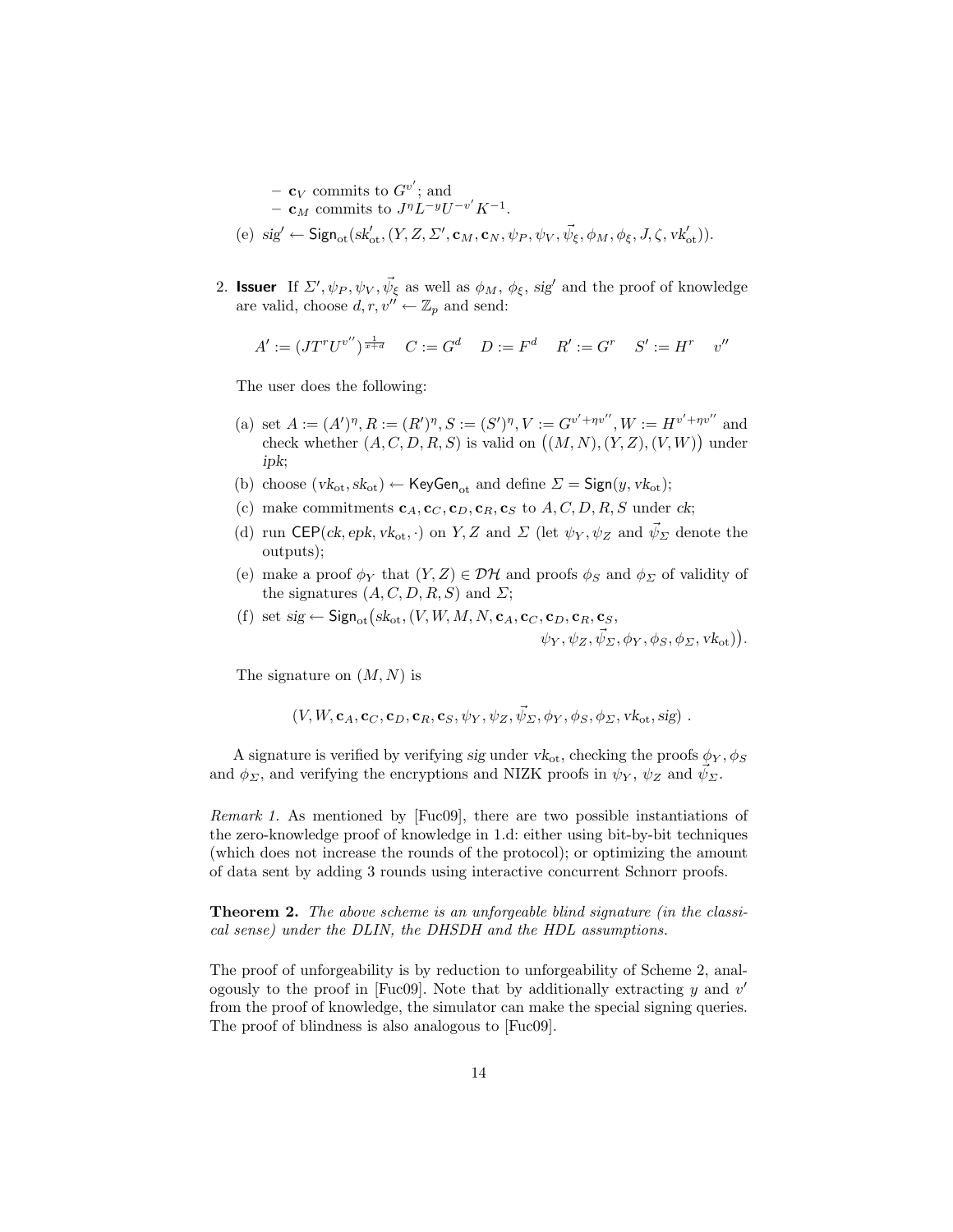– $\mathbf{c}_V$ commits to $G^{v'}$; and
– $\mathbf{c}_M$ commits to $J^\eta L^{-y} U^{-v'} K^{-1}$.

(e) $sig' \leftarrow \mathsf{Sign}_{\rm ot}(sk'_{\rm ot}, (Y, Z, \Sigma', \mathbf{c}_M, \mathbf{c}_N, \psi_P, \psi_V, \vec{\psi}_\xi, \phi_M, \phi_\xi, J, \zeta, vk'_{\rm ot}))$.

2. **Issuer** If $\Sigma', \psi_P, \psi_V, \vec{\psi}_\xi$ as well as $\phi_M$, $\phi_\xi$, $sig'$ and the proof of knowledge are valid, choose $d, r, v'' \leftarrow \mathbb{Z}_p$ and send:

$$A' := (J T^r U^{v''})^{\frac{1}{x+d}} \quad C := G^d \quad D := F^d \quad R' := G^r \quad S' := H^r \quad v''$$

The user does the following:

(a) set $A := (A')^\eta, R := (R')^\eta, S := (S')^\eta, V := G^{v'+\eta v''}, W := H^{v'+\eta v''}$ and check whether $(A, C, D, R, S)$ is valid on $\big((M, N), (Y, Z), (V, W)\big)$ under $ipk$;

(b) choose $(vk_{\rm ot}, sk_{\rm ot}) \leftarrow \mathsf{KeyGen}_{\rm ot}$ and define $\Sigma = \mathsf{Sign}(y, vk_{\rm ot})$;

(c) make commitments $\mathbf{c}_A, \mathbf{c}_C, \mathbf{c}_D, \mathbf{c}_R, \mathbf{c}_S$ to $A, C, D, R, S$ under $ck$;

(d) run $\mathsf{CEP}(ck, epk, vk_{\rm ot}, \cdot)$ on $Y, Z$ and $\Sigma$ (let $\psi_Y, \psi_Z$ and $\vec{\psi}_\Sigma$ denote the outputs);

(e) make a proof $\phi_Y$ that $(Y, Z) \in \mathcal{DH}$ and proofs $\phi_S$ and $\phi_\Sigma$ of validity of the signatures $(A, C, D, R, S)$ and $\Sigma$;

(f) set $sig \leftarrow \mathsf{Sign}_{\rm ot}\big(sk_{\rm ot}, (V, W, M, N, \mathbf{c}_A, \mathbf{c}_C, \mathbf{c}_D, \mathbf{c}_R, \mathbf{c}_S, \psi_Y, \psi_Z, \vec{\psi}_\Sigma, \phi_Y, \phi_S, \phi_\Sigma, vk_{\rm ot})\big)$.

The signature on $(M, N)$ is

$$(V, W, \mathbf{c}_A, \mathbf{c}_C, \mathbf{c}_D, \mathbf{c}_R, \mathbf{c}_S, \psi_Y, \psi_Z, \vec{\psi}_\Sigma, \phi_Y, \phi_S, \phi_\Sigma, vk_{\rm ot}, sig) \ .$$

A signature is verified by verifying $sig$ under $vk_{\rm ot}$, checking the proofs $\phi_Y, \phi_S$ and $\phi_\Sigma$, and verifying the encryptions and NIZK proofs in $\psi_Y$, $\psi_Z$ and $\vec{\psi}_\Sigma$.

*Remark 1.* As mentioned by [Fuc09], there are two possible instantiations of the zero-knowledge proof of knowledge in 1.d: either using bit-by-bit techniques (which does not increase the rounds of the protocol); or optimizing the amount of data sent by adding 3 rounds using interactive concurrent Schnorr proofs.

**Theorem 2.** *The above scheme is an unforgeable blind signature (in the classical sense) under the DLIN, the DHSDH and the HDL assumptions.*

The proof of unforgeability is by reduction to unforgeability of Scheme 2, analogously to the proof in [Fuc09]. Note that by additionally extracting $y$ and $v'$ from the proof of knowledge, the simulator can make the special signing queries. The proof of blindness is also analogous to [Fuc09].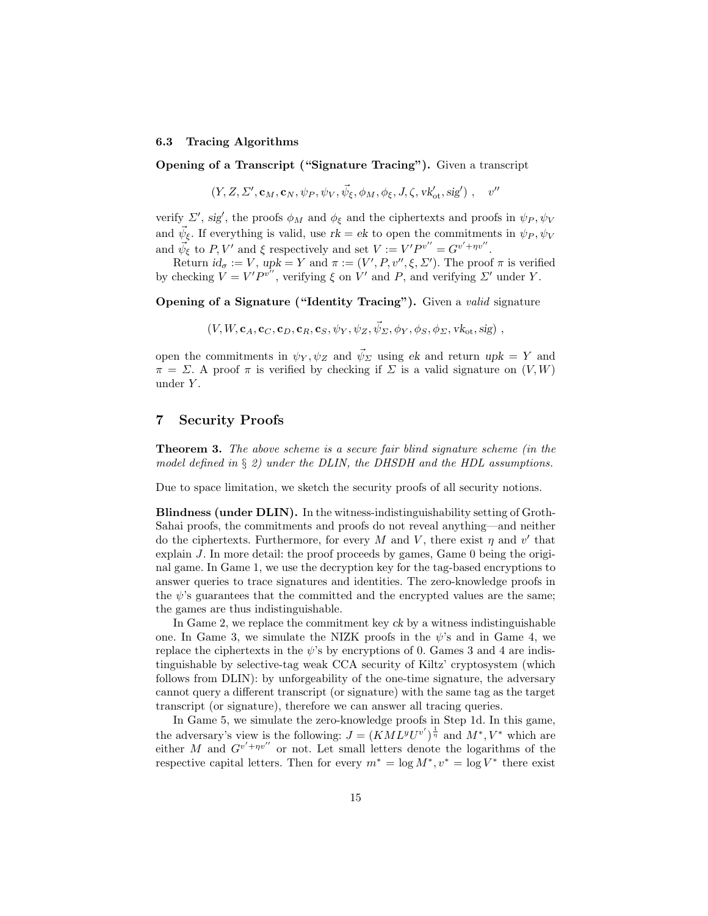### 6.3 Tracing Algorithms

**Opening of a Transcript ("Signature Tracing").** Given a transcript

$$(Y, Z, \Sigma', \mathbf{c}_M, \mathbf{c}_N, \psi_P, \psi_V, \vec{\psi}_\xi, \phi_M, \phi_\xi, J, \zeta, vk'_{\mathrm{ot}}, sig') \ , \quad v''$$

verify $\Sigma'$, $sig'$, the proofs $\phi_M$ and $\phi_\xi$ and the ciphertexts and proofs in $\psi_P, \psi_V$ and $\vec{\psi}_\xi$. If everything is valid, use $rk = ek$ to open the commitments in $\psi_P, \psi_V$ and $\vec{\psi}_\xi$ to $P, V'$ and $\xi$ respectively and set $V := V'P^{v''} = G^{v'+\eta v''}$.

Return $id_\sigma := V$, $upk = Y$ and $\pi := (V', P, v'', \xi, \Sigma')$. The proof $\pi$ is verified by checking $V = V'P^{v''}$, verifying $\xi$ on $V'$ and $P$, and verifying $\Sigma'$ under $Y$.

**Opening of a Signature ("Identity Tracing").** Given a *valid* signature

$$(V, W, \mathbf{c}_A, \mathbf{c}_C, \mathbf{c}_D, \mathbf{c}_R, \mathbf{c}_S, \psi_Y, \psi_Z, \vec{\psi}_\Sigma, \phi_Y, \phi_S, \phi_\Sigma, vk_{\mathrm{ot}}, sig) \ ,$$

open the commitments in $\psi_Y, \psi_Z$ and $\vec{\psi}_\Sigma$ using $ek$ and return $upk = Y$ and $\pi = \Sigma$. A proof $\pi$ is verified by checking if $\Sigma$ is a valid signature on $(V, W)$ under $Y$.

## 7 Security Proofs

**Theorem 3.** *The above scheme is a secure fair blind signature scheme (in the model defined in § 2) under the DLIN, the DHSDH and the HDL assumptions.*

Due to space limitation, we sketch the security proofs of all security notions.

**Blindness (under DLIN).** In the witness-indistinguishability setting of Groth-Sahai proofs, the commitments and proofs do not reveal anything—and neither do the ciphertexts. Furthermore, for every $M$ and $V$, there exist $\eta$ and $v'$ that explain $J$. In more detail: the proof proceeds by games, Game 0 being the original game. In Game 1, we use the decryption key for the tag-based encryptions to answer queries to trace signatures and identities. The zero-knowledge proofs in the $\psi$'s guarantees that the committed and the encrypted values are the same; the games are thus indistinguishable.

In Game 2, we replace the commitment key $ck$ by a witness indistinguishable one. In Game 3, we simulate the NIZK proofs in the $\psi$'s and in Game 4, we replace the ciphertexts in the $\psi$'s by encryptions of 0. Games 3 and 4 are indistinguishable by selective-tag weak CCA security of Kiltz' cryptosystem (which follows from DLIN): by unforgeability of the one-time signature, the adversary cannot query a different transcript (or signature) with the same tag as the target transcript (or signature), therefore we can answer all tracing queries.

In Game 5, we simulate the zero-knowledge proofs in Step 1d. In this game, the adversary's view is the following: $J = (KML^yU^{v'})^{\frac{1}{\eta}}$ and $M^*, V^*$ which are either $M$ and $G^{v'+\eta v''}$ or not. Let small letters denote the logarithms of the respective capital letters. Then for every $m^* = \log M^*, v^* = \log V^*$ there exist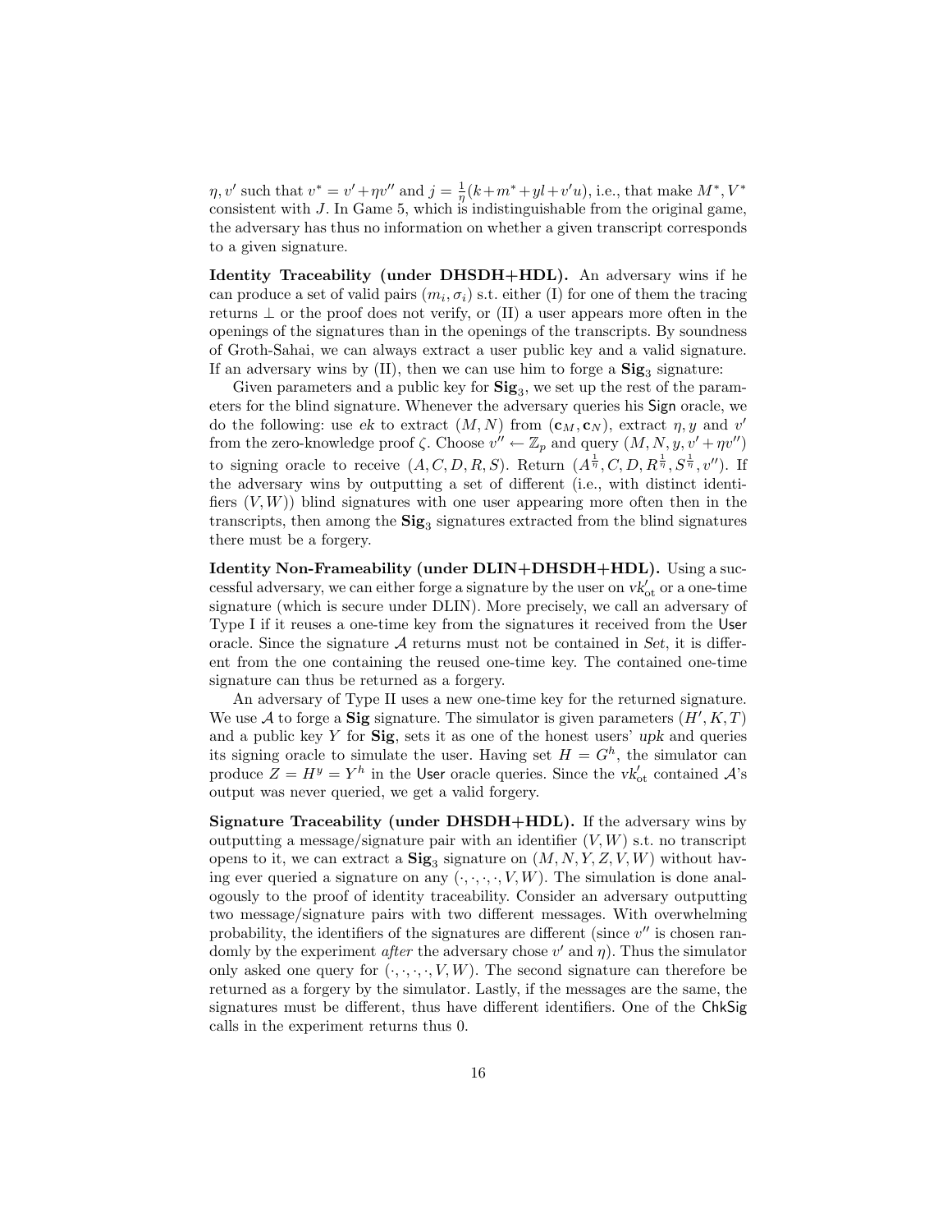$\eta, v'$ such that $v^* = v' + \eta v''$ and $j = \frac{1}{\eta}(k + m^* + yl + v'u)$, i.e., that make $M^*, V^*$ consistent with $J$. In Game 5, which is indistinguishable from the original game, the adversary has thus no information on whether a given transcript corresponds to a given signature.

**Identity Traceability (under DHSDH+HDL).** An adversary wins if he can produce a set of valid pairs $(m_i, \sigma_i)$ s.t. either (I) for one of them the tracing returns $\perp$ or the proof does not verify, or (II) a user appears more often in the openings of the signatures than in the openings of the transcripts. By soundness of Groth-Sahai, we can always extract a user public key and a valid signature. If an adversary wins by (II), then we can use him to forge a $\mathbf{Sig}_3$ signature:

Given parameters and a public key for $\mathbf{Sig}_3$, we set up the rest of the parameters for the blind signature. Whenever the adversary queries his Sign oracle, we do the following: use $ek$ to extract $(M, N)$ from $(\mathbf{c}_M, \mathbf{c}_N)$, extract $\eta, y$ and $v'$ from the zero-knowledge proof $\zeta$. Choose $v'' \leftarrow \mathbb{Z}_p$ and query $(M, N, y, v' + \eta v'')$ to signing oracle to receive $(A, C, D, R, S)$. Return $(A^{\frac{1}{\eta}}, C, D, R^{\frac{1}{\eta}}, S^{\frac{1}{\eta}}, v'')$. If the adversary wins by outputting a set of different (i.e., with distinct identifiers $(V, W)$) blind signatures with one user appearing more often then in the transcripts, then among the $\mathbf{Sig}_3$ signatures extracted from the blind signatures there must be a forgery.

**Identity Non-Frameability (under DLIN+DHSDH+HDL).** Using a successful adversary, we can either forge a signature by the user on $vk'_{\text{ot}}$ or a one-time signature (which is secure under DLIN). More precisely, we call an adversary of Type I if it reuses a one-time key from the signatures it received from the User oracle. Since the signature $\mathcal{A}$ returns must not be contained in *Set*, it is different from the one containing the reused one-time key. The contained one-time signature can thus be returned as a forgery.

An adversary of Type II uses a new one-time key for the returned signature. We use $\mathcal{A}$ to forge a $\mathbf{Sig}$ signature. The simulator is given parameters $(H', K, T)$ and a public key $Y$ for $\mathbf{Sig}$, sets it as one of the honest users' *upk* and queries its signing oracle to simulate the user. Having set $H = G^h$, the simulator can produce $Z = H^y = Y^h$ in the User oracle queries. Since the $vk'_{\text{ot}}$ contained $\mathcal{A}$'s output was never queried, we get a valid forgery.

**Signature Traceability (under DHSDH+HDL).** If the adversary wins by outputting a message/signature pair with an identifier $(V, W)$ s.t. no transcript opens to it, we can extract a $\mathbf{Sig}_3$ signature on $(M, N, Y, Z, V, W)$ without having ever queried a signature on any $(\cdot, \cdot, \cdot, \cdot, V, W)$. The simulation is done analogously to the proof of identity traceability. Consider an adversary outputting two message/signature pairs with two different messages. With overwhelming probability, the identifiers of the signatures are different (since $v''$ is chosen randomly by the experiment *after* the adversary chose $v'$ and $\eta$). Thus the simulator only asked one query for $(\cdot, \cdot, \cdot, \cdot, V, W)$. The second signature can therefore be returned as a forgery by the simulator. Lastly, if the messages are the same, the signatures must be different, thus have different identifiers. One of the ChkSig calls in the experiment returns thus 0.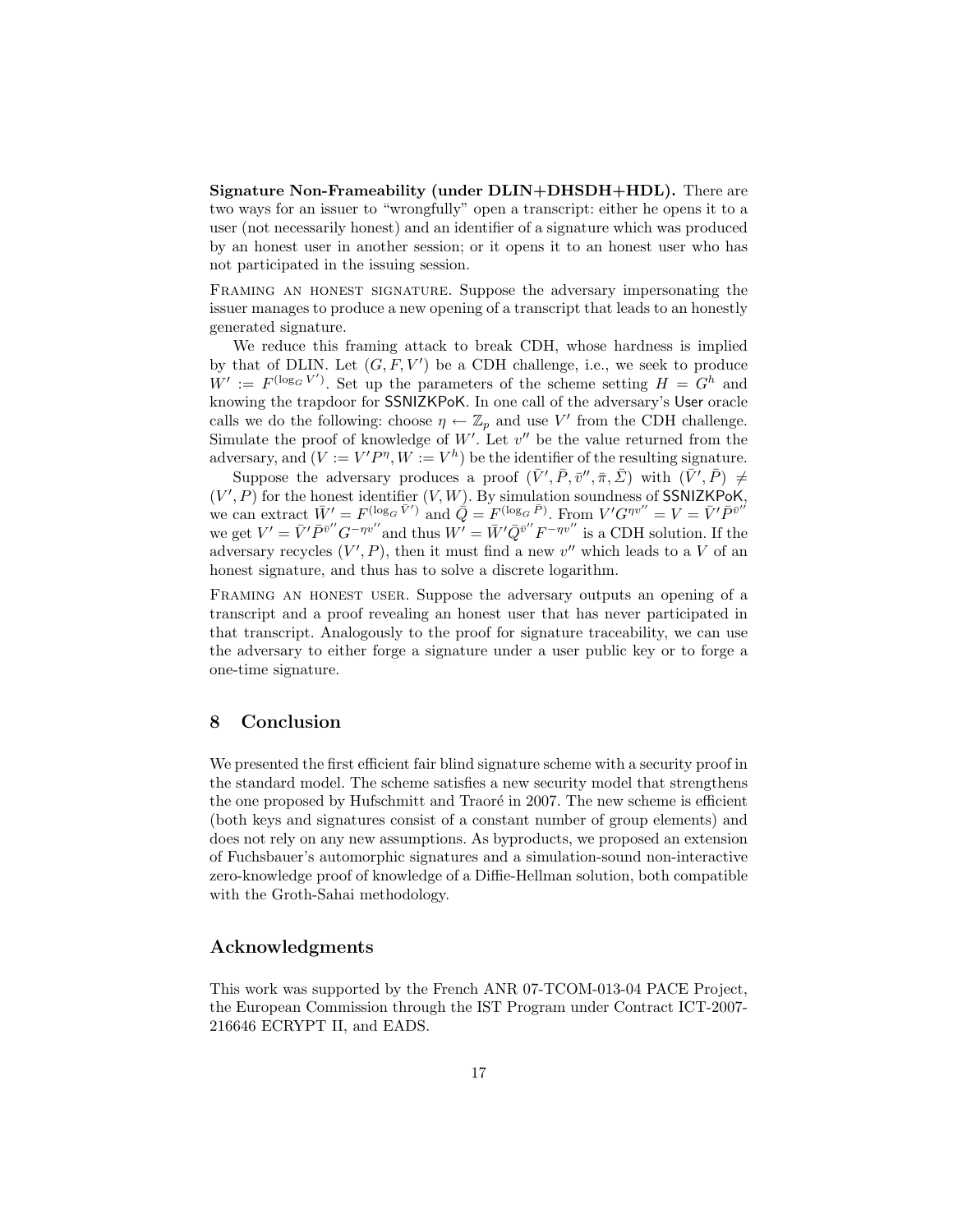**Signature Non-Frameability (under DLIN+DHSDH+HDL).** There are two ways for an issuer to "wrongfully" open a transcript: either he opens it to a user (not necessarily honest) and an identifier of a signature which was produced by an honest user in another session; or it opens it to an honest user who has not participated in the issuing session.

Framing an honest signature. Suppose the adversary impersonating the issuer manages to produce a new opening of a transcript that leads to an honestly generated signature.

We reduce this framing attack to break CDH, whose hardness is implied by that of DLIN. Let $(G, F, V')$ be a CDH challenge, i.e., we seek to produce $W' := F^{(\log_G V')}$. Set up the parameters of the scheme setting $H = G^h$ and knowing the trapdoor for $\mathsf{SSNIZKPoK}$. In one call of the adversary's $\mathsf{User}$ oracle calls we do the following: choose $\eta \leftarrow \mathbb{Z}_p$ and use $V'$ from the CDH challenge. Simulate the proof of knowledge of $W'$. Let $v''$ be the value returned from the adversary, and $(V := V'P^\eta, W := V^h)$ be the identifier of the resulting signature.

Suppose the adversary produces a proof $(\bar{V}', \bar{P}, \bar{v}'', \bar{\pi}, \bar{\Sigma})$ with $(\bar{V}', \bar{P}) \neq (V', P)$ for the honest identifier $(V, W)$. By simulation soundness of $\mathsf{SSNIZKPoK}$, we can extract $\bar{W}' = F^{(\log_G \bar{V}')}$ and $\bar{Q} = F^{(\log_G \bar{P})}$. From $V'G^{\eta v''} = V = \bar{V}'\bar{P}^{\bar{v}''}$ we get $V' = \bar{V}'\bar{P}^{\bar{v}''}G^{-\eta v''}$and thus $W' = \bar{W}'\bar{Q}^{\bar{v}''}F^{-\eta v''}$ is a CDH solution. If the adversary recycles $(V', P)$, then it must find a new $v''$ which leads to a $V$ of an honest signature, and thus has to solve a discrete logarithm.

Framing an honest user. Suppose the adversary outputs an opening of a transcript and a proof revealing an honest user that has never participated in that transcript. Analogously to the proof for signature traceability, we can use the adversary to either forge a signature under a user public key or to forge a one-time signature.

## 8 Conclusion

We presented the first efficient fair blind signature scheme with a security proof in the standard model. The scheme satisfies a new security model that strengthens the one proposed by Hufschmitt and Traoré in 2007. The new scheme is efficient (both keys and signatures consist of a constant number of group elements) and does not rely on any new assumptions. As byproducts, we proposed an extension of Fuchsbauer's automorphic signatures and a simulation-sound non-interactive zero-knowledge proof of knowledge of a Diffie-Hellman solution, both compatible with the Groth-Sahai methodology.

## Acknowledgments

This work was supported by the French ANR 07-TCOM-013-04 PACE Project, the European Commission through the IST Program under Contract ICT-2007-216646 ECRYPT II, and EADS.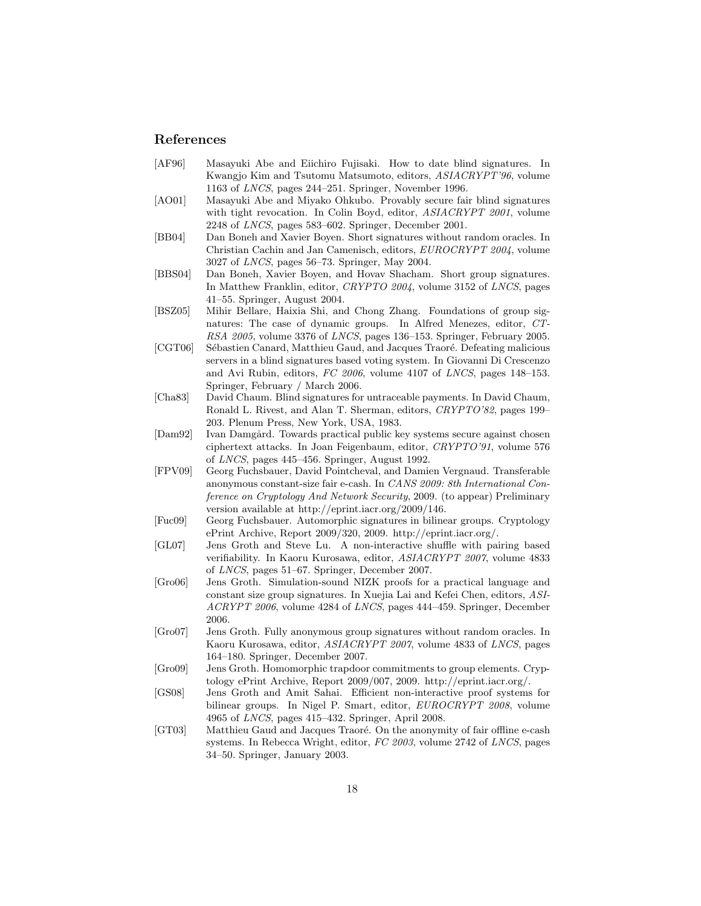## References

[AF96] Masayuki Abe and Eiichiro Fujisaki. How to date blind signatures. In Kwangjo Kim and Tsutomu Matsumoto, editors, *ASIACRYPT'96*, volume 1163 of *LNCS*, pages 244–251. Springer, November 1996.

[AO01] Masayuki Abe and Miyako Ohkubo. Provably secure fair blind signatures with tight revocation. In Colin Boyd, editor, *ASIACRYPT 2001*, volume 2248 of *LNCS*, pages 583–602. Springer, December 2001.

[BB04] Dan Boneh and Xavier Boyen. Short signatures without random oracles. In Christian Cachin and Jan Camenisch, editors, *EUROCRYPT 2004*, volume 3027 of *LNCS*, pages 56–73. Springer, May 2004.

[BBS04] Dan Boneh, Xavier Boyen, and Hovav Shacham. Short group signatures. In Matthew Franklin, editor, *CRYPTO 2004*, volume 3152 of *LNCS*, pages 41–55. Springer, August 2004.

[BSZ05] Mihir Bellare, Haixia Shi, and Chong Zhang. Foundations of group signatures: The case of dynamic groups. In Alfred Menezes, editor, *CT-RSA 2005*, volume 3376 of *LNCS*, pages 136–153. Springer, February 2005.

[CGT06] Sébastien Canard, Matthieu Gaud, and Jacques Traoré. Defeating malicious servers in a blind signatures based voting system. In Giovanni Di Crescenzo and Avi Rubin, editors, *FC 2006*, volume 4107 of *LNCS*, pages 148–153. Springer, February / March 2006.

[Cha83] David Chaum. Blind signatures for untraceable payments. In David Chaum, Ronald L. Rivest, and Alan T. Sherman, editors, *CRYPTO'82*, pages 199–203. Plenum Press, New York, USA, 1983.

[Dam92] Ivan Damgård. Towards practical public key systems secure against chosen ciphertext attacks. In Joan Feigenbaum, editor, *CRYPTO'91*, volume 576 of *LNCS*, pages 445–456. Springer, August 1992.

[FPV09] Georg Fuchsbauer, David Pointcheval, and Damien Vergnaud. Transferable anonymous constant-size fair e-cash. In *CANS 2009: 8th International Conference on Cryptology And Network Security*, 2009. (to appear) Preliminary version available at http://eprint.iacr.org/2009/146.

[Fuc09] Georg Fuchsbauer. Automorphic signatures in bilinear groups. Cryptology ePrint Archive, Report 2009/320, 2009. http://eprint.iacr.org/.

[GL07] Jens Groth and Steve Lu. A non-interactive shuffle with pairing based verifiability. In Kaoru Kurosawa, editor, *ASIACRYPT 2007*, volume 4833 of *LNCS*, pages 51–67. Springer, December 2007.

[Gro06] Jens Groth. Simulation-sound NIZK proofs for a practical language and constant size group signatures. In Xuejia Lai and Kefei Chen, editors, *ASIACRYPT 2006*, volume 4284 of *LNCS*, pages 444–459. Springer, December 2006.

[Gro07] Jens Groth. Fully anonymous group signatures without random oracles. In Kaoru Kurosawa, editor, *ASIACRYPT 2007*, volume 4833 of *LNCS*, pages 164–180. Springer, December 2007.

[Gro09] Jens Groth. Homomorphic trapdoor commitments to group elements. Cryptology ePrint Archive, Report 2009/007, 2009. http://eprint.iacr.org/.

[GS08] Jens Groth and Amit Sahai. Efficient non-interactive proof systems for bilinear groups. In Nigel P. Smart, editor, *EUROCRYPT 2008*, volume 4965 of *LNCS*, pages 415–432. Springer, April 2008.

[GT03] Matthieu Gaud and Jacques Traoré. On the anonymity of fair offline e-cash systems. In Rebecca Wright, editor, *FC 2003*, volume 2742 of *LNCS*, pages 34–50. Springer, January 2003.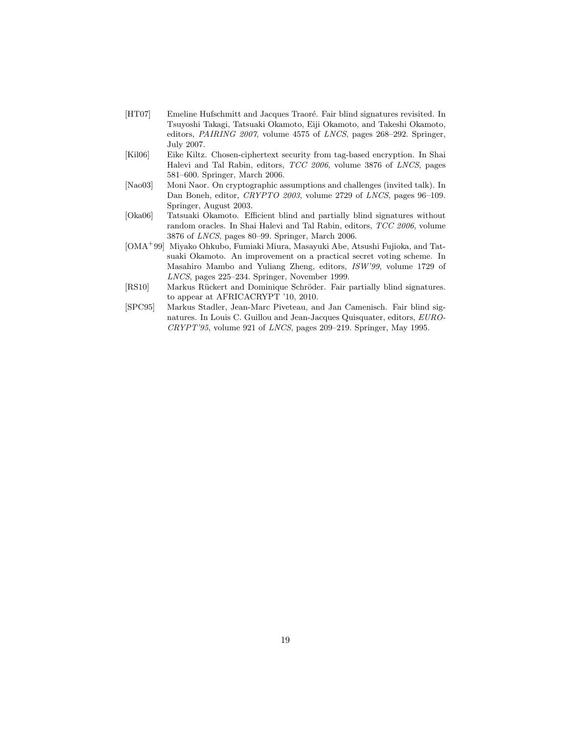[HT07] Emeline Hufschmitt and Jacques Traoré. Fair blind signatures revisited. In Tsuyoshi Takagi, Tatsuaki Okamoto, Eiji Okamoto, and Takeshi Okamoto, editors, *PAIRING 2007*, volume 4575 of *LNCS*, pages 268–292. Springer, July 2007.

[Kil06] Eike Kiltz. Chosen-ciphertext security from tag-based encryption. In Shai Halevi and Tal Rabin, editors, *TCC 2006*, volume 3876 of *LNCS*, pages 581–600. Springer, March 2006.

[Nao03] Moni Naor. On cryptographic assumptions and challenges (invited talk). In Dan Boneh, editor, *CRYPTO 2003*, volume 2729 of *LNCS*, pages 96–109. Springer, August 2003.

[Oka06] Tatsuaki Okamoto. Efficient blind and partially blind signatures without random oracles. In Shai Halevi and Tal Rabin, editors, *TCC 2006*, volume 3876 of *LNCS*, pages 80–99. Springer, March 2006.

[OMA+99] Miyako Ohkubo, Fumiaki Miura, Masayuki Abe, Atsushi Fujioka, and Tatsuaki Okamoto. An improvement on a practical secret voting scheme. In Masahiro Mambo and Yuliang Zheng, editors, *ISW'99*, volume 1729 of *LNCS*, pages 225–234. Springer, November 1999.

[RS10] Markus Rückert and Dominique Schröder. Fair partially blind signatures. to appear at AFRICACRYPT '10, 2010.

[SPC95] Markus Stadler, Jean-Marc Piveteau, and Jan Camenisch. Fair blind signatures. In Louis C. Guillou and Jean-Jacques Quisquater, editors, *EUROCRYPT'95*, volume 921 of *LNCS*, pages 209–219. Springer, May 1995.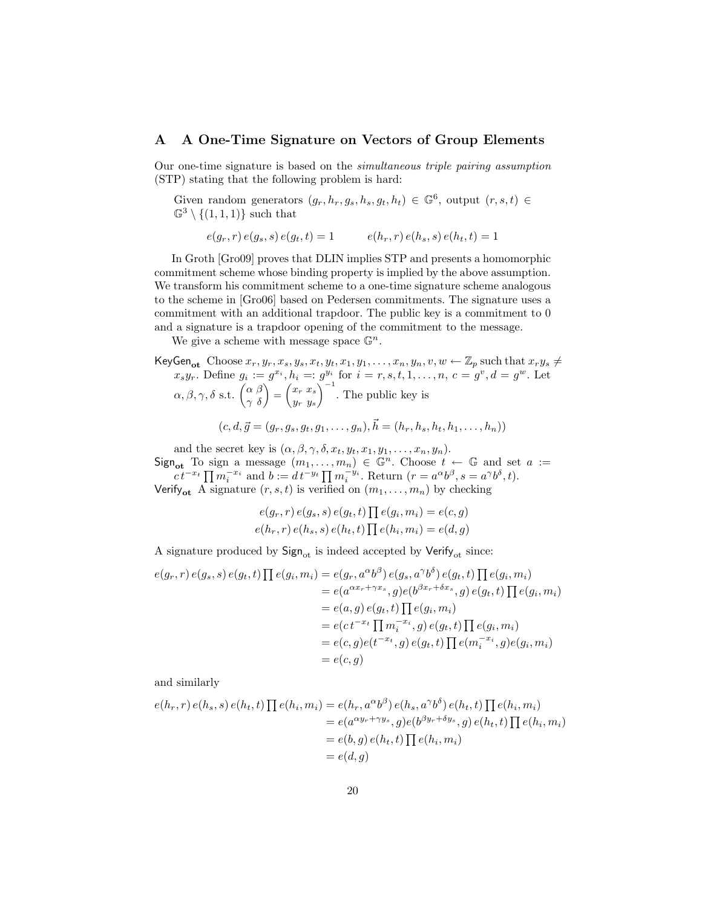# A A One-Time Signature on Vectors of Group Elements

Our one-time signature is based on the *simultaneous triple pairing assumption* (STP) stating that the following problem is hard:

> Given random generators $(g_r, h_r, g_s, h_s, g_t, h_t) \in \mathbb{G}^6$, output $(r, s, t) \in \mathbb{G}^3 \setminus \{(1, 1, 1)\}$ such that
>
> $$e(g_r, r)\, e(g_s, s)\, e(g_t, t) = 1 \qquad e(h_r, r)\, e(h_s, s)\, e(h_t, t) = 1$$

In Groth [Gro09] proves that DLIN implies STP and presents a homomorphic commitment scheme whose binding property is implied by the above assumption. We transform his commitment scheme to a one-time signature scheme analogous to the scheme in [Gro06] based on Pedersen commitments. The signature uses a commitment with an additional trapdoor. The public key is a commitment to 0 and a signature is a trapdoor opening of the commitment to the message.

We give a scheme with message space $\mathbb{G}^n$.

$\mathsf{KeyGen_{ot}}$ Choose $x_r, y_r, x_s, y_s, x_t, y_t, x_1, y_1, \ldots, x_n, y_n, v, w \leftarrow \mathbb{Z}_p$ such that $x_r y_s \neq x_s y_r$. Define $g_i := g^{x_i}, h_i =: g^{y_i}$ for $i = r, s, t, 1, \ldots, n$, $c = g^v, d = g^w$. Let $\alpha, \beta, \gamma, \delta$ s.t. $\begin{pmatrix} \alpha & \beta \\ \gamma & \delta \end{pmatrix} = \begin{pmatrix} x_r & x_s \\ y_r & y_s \end{pmatrix}^{-1}$. The public key is

$$(c, d, \vec{g} = (g_r, g_s, g_t, g_1, \ldots, g_n), \vec{h} = (h_r, h_s, h_t, h_1, \ldots, h_n))$$

and the secret key is $(\alpha, \beta, \gamma, \delta, x_t, y_t, x_1, y_1, \ldots, x_n, y_n)$.

$\mathsf{Sign_{ot}}$ To sign a message $(m_1, \ldots, m_n) \in \mathbb{G}^n$. Choose $t \leftarrow \mathbb{G}$ and set $a := c\, t^{-x_t} \prod m_i^{-x_i}$ and $b := d\, t^{-y_t} \prod m_i^{-y_i}$. Return $(r = a^\alpha b^\beta, s = a^\gamma b^\delta, t)$.

$\mathsf{Verify_{ot}}$ A signature $(r, s, t)$ is verified on $(m_1, \ldots, m_n)$ by checking

$$e(g_r, r)\, e(g_s, s)\, e(g_t, t) \prod e(g_i, m_i) = e(c, g)$$
$$e(h_r, r)\, e(h_s, s)\, e(h_t, t) \prod e(h_i, m_i) = e(d, g)$$

A signature produced by $\mathsf{Sign}_{\mathrm{ot}}$ is indeed accepted by $\mathsf{Verify}_{\mathrm{ot}}$ since:

$$\begin{aligned}
e(g_r, r)\, e(g_s, s)\, e(g_t, t) \prod e(g_i, m_i) &= e(g_r, a^\alpha b^\beta)\, e(g_s, a^\gamma b^\delta)\, e(g_t, t) \prod e(g_i, m_i) \\
&= e(a^{\alpha x_r + \gamma x_s}, g) e(b^{\beta x_r + \delta x_s}, g)\, e(g_t, t) \prod e(g_i, m_i) \\
&= e(a, g)\, e(g_t, t) \prod e(g_i, m_i) \\
&= e(c\, t^{-x_t} \prod m_i^{-x_i}, g)\, e(g_t, t) \prod e(g_i, m_i) \\
&= e(c, g) e(t^{-x_t}, g)\, e(g_t, t) \prod e(m_i^{-x_i}, g) e(g_i, m_i) \\
&= e(c, g)
\end{aligned}$$

and similarly

$$\begin{aligned}
e(h_r, r)\, e(h_s, s)\, e(h_t, t) \prod e(h_i, m_i) &= e(h_r, a^\alpha b^\beta)\, e(h_s, a^\gamma b^\delta)\, e(h_t, t) \prod e(h_i, m_i) \\
&= e(a^{\alpha y_r + \gamma y_s}, g) e(b^{\beta y_r + \delta y_s}, g)\, e(h_t, t) \prod e(h_i, m_i) \\
&= e(b, g)\, e(h_t, t) \prod e(h_i, m_i) \\
&= e(d, g)
\end{aligned}$$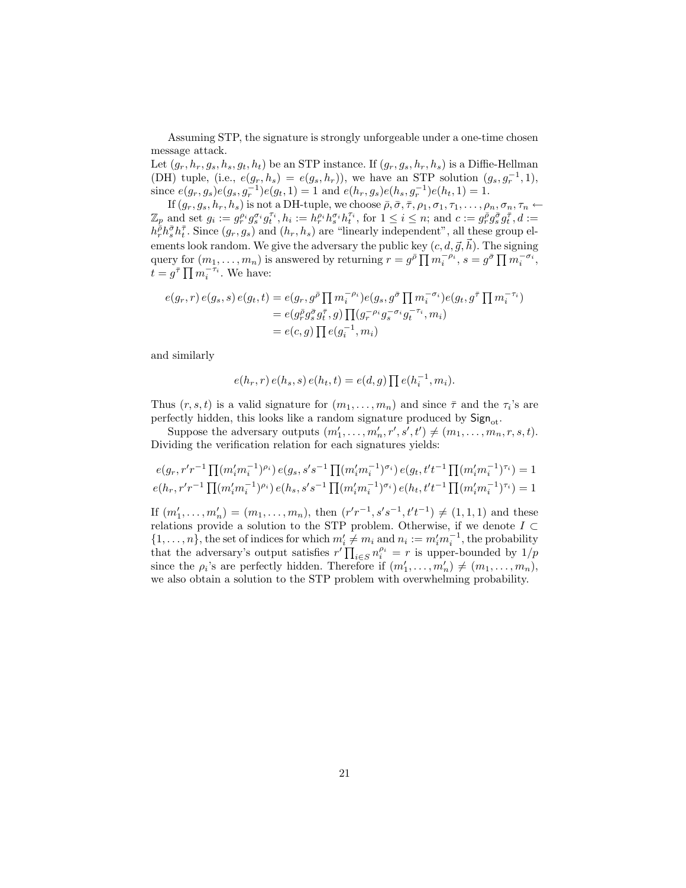Assuming STP, the signature is strongly unforgeable under a one-time chosen message attack.
Let $(g_r, h_r, g_s, h_s, g_t, h_t)$ be an STP instance. If $(g_r, g_s, h_r, h_s)$ is a Diffie-Hellman (DH) tuple, (i.e., $e(g_r, h_s) = e(g_s, h_r)$), we have an STP solution $(g_s, g_r^{-1}, 1)$, since $e(g_r, g_s)e(g_s, g_r^{-1})e(g_t, 1) = 1$ and $e(h_r, g_s)e(h_s, g_r^{-1})e(h_t, 1) = 1$.

If $(g_r, g_s, h_r, h_s)$ is not a DH-tuple, we choose $\bar{\rho}, \bar{\sigma}, \bar{\tau}, \rho_1, \sigma_1, \tau_1, \ldots, \rho_n, \sigma_n, \tau_n \leftarrow \mathbb{Z}_p$ and set $g_i := g_r^{\rho_i} g_s^{\sigma_i} g_t^{\tau_i}, h_i := h_r^{\rho_i} h_s^{\sigma_i} h_t^{\tau_i}$, for $1 \leq i \leq n$; and $c := g_r^{\bar{\rho}} g_s^{\bar{\sigma}} g_t^{\bar{\tau}}, d := h_r^{\bar{\rho}} h_s^{\bar{\sigma}} h_t^{\bar{\tau}}$. Since $(g_r, g_s)$ and $(h_r, h_s)$ are "linearly independent", all these group elements look random. We give the adversary the public key $(c, d, \vec{g}, \vec{h})$. The signing query for $(m_1, \ldots, m_n)$ is answered by returning $r = g^{\bar{\rho}} \prod m_i^{-\rho_i}$, $s = g^{\bar{\sigma}} \prod m_i^{-\sigma_i}$, $t = g^{\bar{\tau}} \prod m_i^{-\tau_i}$. We have:

$$
\begin{aligned}
e(g_r, r)\, e(g_s, s)\, e(g_t, t) &= e(g_r, g^{\bar{\rho}} \textstyle\prod m_i^{-\rho_i}) e(g_s, g^{\bar{\sigma}} \prod m_i^{-\sigma_i}) e(g_t, g^{\bar{\tau}} \prod m_i^{-\tau_i}) \\
&= e(g_r^{\bar{\rho}} g_s^{\bar{\sigma}} g_t^{\bar{\tau}}, g) \textstyle\prod (g_r^{-\rho_i} g_s^{-\sigma_i} g_t^{-\tau_i}, m_i) \\
&= e(c, g) \textstyle\prod e(g_i^{-1}, m_i)
\end{aligned}
$$

and similarly

$$
e(h_r, r)\, e(h_s, s)\, e(h_t, t) = e(d, g) \prod e(h_i^{-1}, m_i).
$$

Thus $(r, s, t)$ is a valid signature for $(m_1, \ldots, m_n)$ and since $\bar{\tau}$ and the $\tau_i$'s are perfectly hidden, this looks like a random signature produced by $\mathsf{Sign}_{\mathrm{ot}}$.

Suppose the adversary outputs $(m_1', \ldots, m_n', r', s', t') \neq (m_1, \ldots, m_n, r, s, t)$. Dividing the verification relation for each signatures yields:

$$
e(g_r, r'r^{-1} \prod (m_i' m_i^{-1})^{\rho_i})\, e(g_s, s's^{-1} \prod (m_i' m_i^{-1})^{\sigma_i})\, e(g_t, t't^{-1} \prod (m_i' m_i^{-1})^{\tau_i}) = 1
$$
$$
e(h_r, r'r^{-1} \prod (m_i' m_i^{-1})^{\rho_i})\, e(h_s, s's^{-1} \prod (m_i' m_i^{-1})^{\sigma_i})\, e(h_t, t't^{-1} \prod (m_i' m_i^{-1})^{\tau_i}) = 1
$$

If $(m_1', \ldots, m_n') = (m_1, \ldots, m_n)$, then $(r'r^{-1}, s's^{-1}, t't^{-1}) \neq (1, 1, 1)$ and these relations provide a solution to the STP problem. Otherwise, if we denote $I \subset \{1, \ldots, n\}$, the set of indices for which $m_i' \neq m_i$ and $n_i := m_i' m_i^{-1}$, the probability that the adversary's output satisfies $r' \prod_{i \in S} n_i^{\rho_i} = r$ is upper-bounded by $1/p$ since the $\rho_i$'s are perfectly hidden. Therefore if $(m_1', \ldots, m_n') \neq (m_1, \ldots, m_n)$, we also obtain a solution to the STP problem with overwhelming probability.